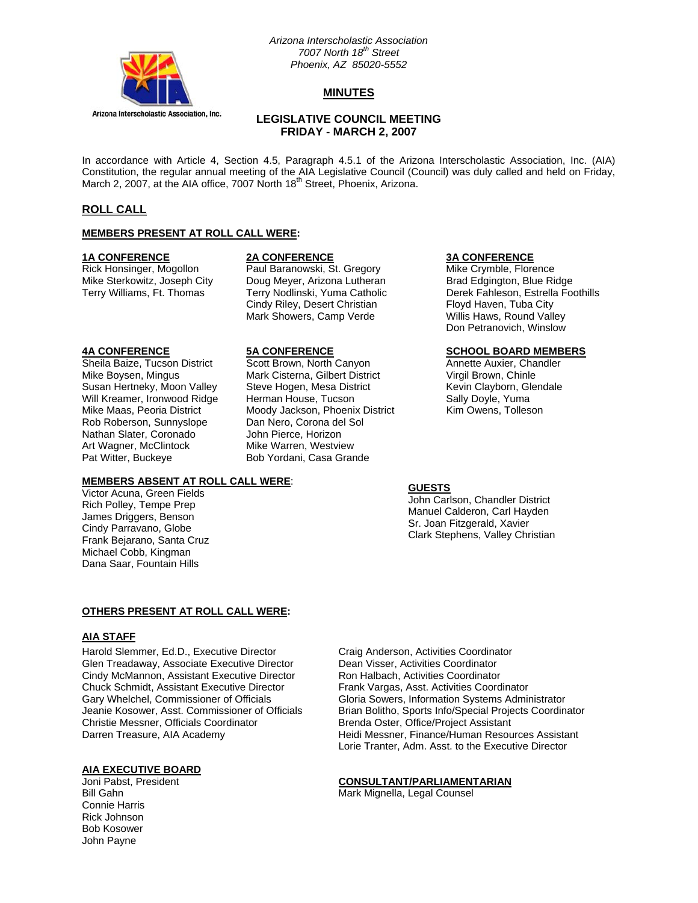Arizona Interscholastic Association, Inc.

*Arizona Interscholastic Association*
*7007 North 18th Street*
*Phoenix, AZ 85020-5552*

## MINUTES

### LEGISLATIVE COUNCIL MEETING
### FRIDAY - MARCH 2, 2007

In accordance with Article 4, Section 4.5, Paragraph 4.5.1 of the Arizona Interscholastic Association, Inc. (AIA) Constitution, the regular annual meeting of the AIA Legislative Council (Council) was duly called and held on Friday, March 2, 2007, at the AIA office, 7007 North 18th Street, Phoenix, Arizona.

## ROLL CALL

### MEMBERS PRESENT AT ROLL CALL WERE:

**1A CONFERENCE**
Rick Honsinger, Mogollon
Mike Sterkowitz, Joseph City
Terry Williams, Ft. Thomas

**2A CONFERENCE**
Paul Baranowski, St. Gregory
Doug Meyer, Arizona Lutheran
Terry Nodlinski, Yuma Catholic
Cindy Riley, Desert Christian
Mark Showers, Camp Verde

**3A CONFERENCE**
Mike Crymble, Florence
Brad Edgington, Blue Ridge
Derek Fahleson, Estrella Foothills
Floyd Haven, Tuba City
Willis Haws, Round Valley
Don Petranovich, Winslow

**4A CONFERENCE**
Sheila Baize, Tucson District
Mike Boysen, Mingus
Susan Hertneky, Moon Valley
Will Kreamer, Ironwood Ridge
Mike Maas, Peoria District
Rob Roberson, Sunnyslope
Nathan Slater, Coronado
Art Wagner, McClintock
Pat Witter, Buckeye

**5A CONFERENCE**
Scott Brown, North Canyon
Mark Cisterna, Gilbert District
Steve Hogen, Mesa District
Herman House, Tucson
Moody Jackson, Phoenix District
Dan Nero, Corona del Sol
John Pierce, Horizon
Mike Warren, Westview
Bob Yordani, Casa Grande

**SCHOOL BOARD MEMBERS**
Annette Auxier, Chandler
Virgil Brown, Chinle
Kevin Clayborn, Glendale
Sally Doyle, Yuma
Kim Owens, Tolleson

### MEMBERS ABSENT AT ROLL CALL WERE:
Victor Acuna, Green Fields
Rich Polley, Tempe Prep
James Driggers, Benson
Cindy Parravano, Globe
Frank Bejarano, Santa Cruz
Michael Cobb, Kingman
Dana Saar, Fountain Hills

### GUESTS
John Carlson, Chandler District
Manuel Calderon, Carl Hayden
Sr. Joan Fitzgerald, Xavier
Clark Stephens, Valley Christian

### OTHERS PRESENT AT ROLL CALL WERE:

**AIA STAFF**
Harold Slemmer, Ed.D., Executive Director
Glen Treadaway, Associate Executive Director
Cindy McMannon, Assistant Executive Director
Chuck Schmidt, Assistant Executive Director
Gary Whelchel, Commissioner of Officials
Jeanie Kosower, Asst. Commissioner of Officials
Christie Messner, Officials Coordinator
Darren Treasure, AIA Academy
Craig Anderson, Activities Coordinator
Dean Visser, Activities Coordinator
Ron Halbach, Activities Coordinator
Frank Vargas, Asst. Activities Coordinator
Gloria Sowers, Information Systems Administrator
Brian Bolitho, Sports Info/Special Projects Coordinator
Brenda Oster, Office/Project Assistant
Heidi Messner, Finance/Human Resources Assistant
Lorie Tranter, Adm. Asst. to the Executive Director

**AIA EXECUTIVE BOARD**
Joni Pabst, President
Bill Gahn
Connie Harris
Rick Johnson
Bob Kosower
John Payne

**CONSULTANT/PARLIAMENTARIAN**
Mark Mignella, Legal Counsel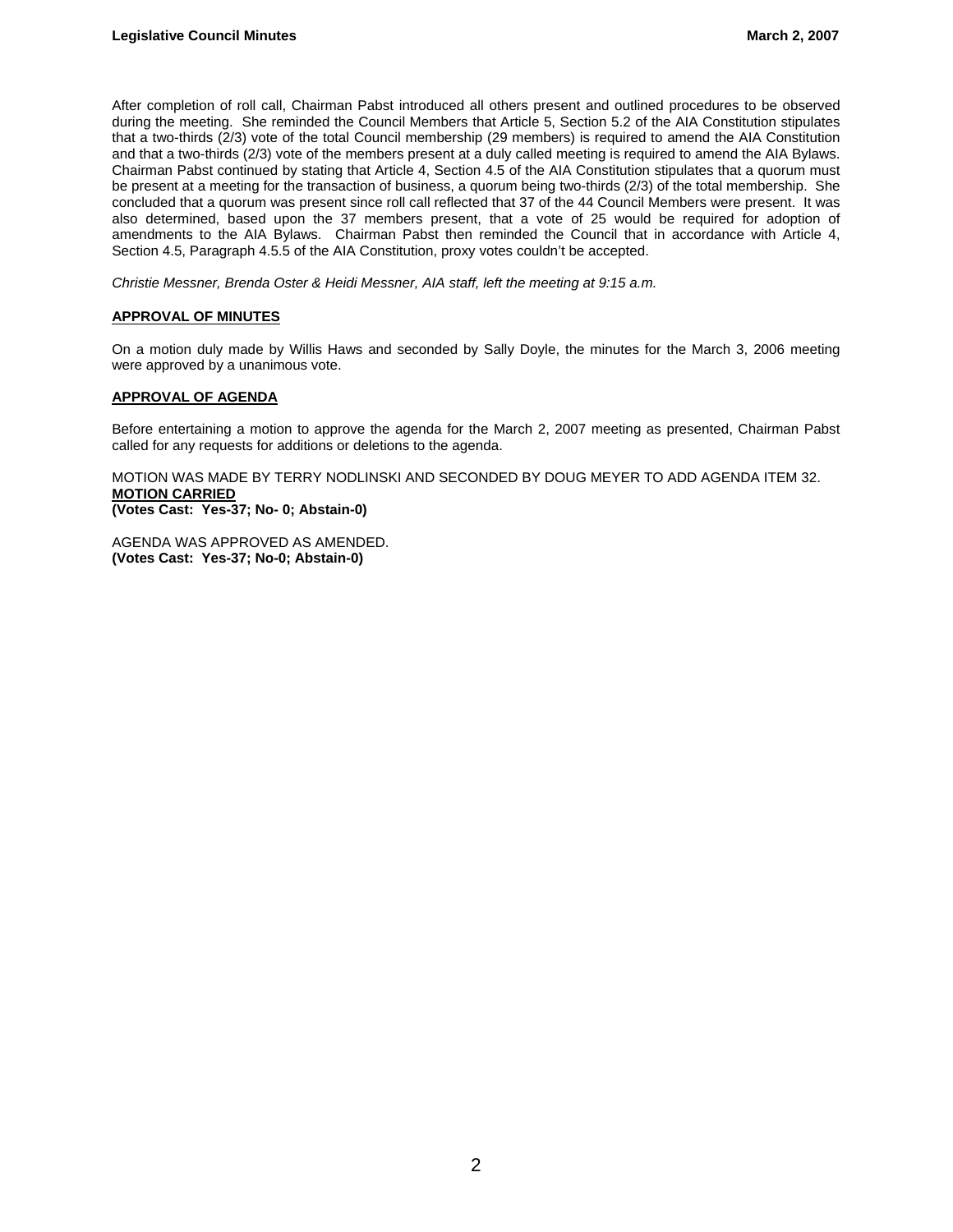After completion of roll call, Chairman Pabst introduced all others present and outlined procedures to be observed during the meeting. She reminded the Council Members that Article 5, Section 5.2 of the AIA Constitution stipulates that a two-thirds (2/3) vote of the total Council membership (29 members) is required to amend the AIA Constitution and that a two-thirds (2/3) vote of the members present at a duly called meeting is required to amend the AIA Bylaws. Chairman Pabst continued by stating that Article 4, Section 4.5 of the AIA Constitution stipulates that a quorum must be present at a meeting for the transaction of business, a quorum being two-thirds (2/3) of the total membership. She concluded that a quorum was present since roll call reflected that 37 of the 44 Council Members were present. It was also determined, based upon the 37 members present, that a vote of 25 would be required for adoption of amendments to the AIA Bylaws. Chairman Pabst then reminded the Council that in accordance with Article 4, Section 4.5, Paragraph 4.5.5 of the AIA Constitution, proxy votes couldn't be accepted.

*Christie Messner, Brenda Oster & Heidi Messner, AIA staff, left the meeting at 9:15 a.m.*

**APPROVAL OF MINUTES**

On a motion duly made by Willis Haws and seconded by Sally Doyle, the minutes for the March 3, 2006 meeting were approved by a unanimous vote.

**APPROVAL OF AGENDA**

Before entertaining a motion to approve the agenda for the March 2, 2007 meeting as presented, Chairman Pabst called for any requests for additions or deletions to the agenda.

MOTION WAS MADE BY TERRY NODLINSKI AND SECONDED BY DOUG MEYER TO ADD AGENDA ITEM 32.
**MOTION CARRIED**
**(Votes Cast: Yes-37; No- 0; Abstain-0)**

AGENDA WAS APPROVED AS AMENDED.
**(Votes Cast: Yes-37; No-0; Abstain-0)**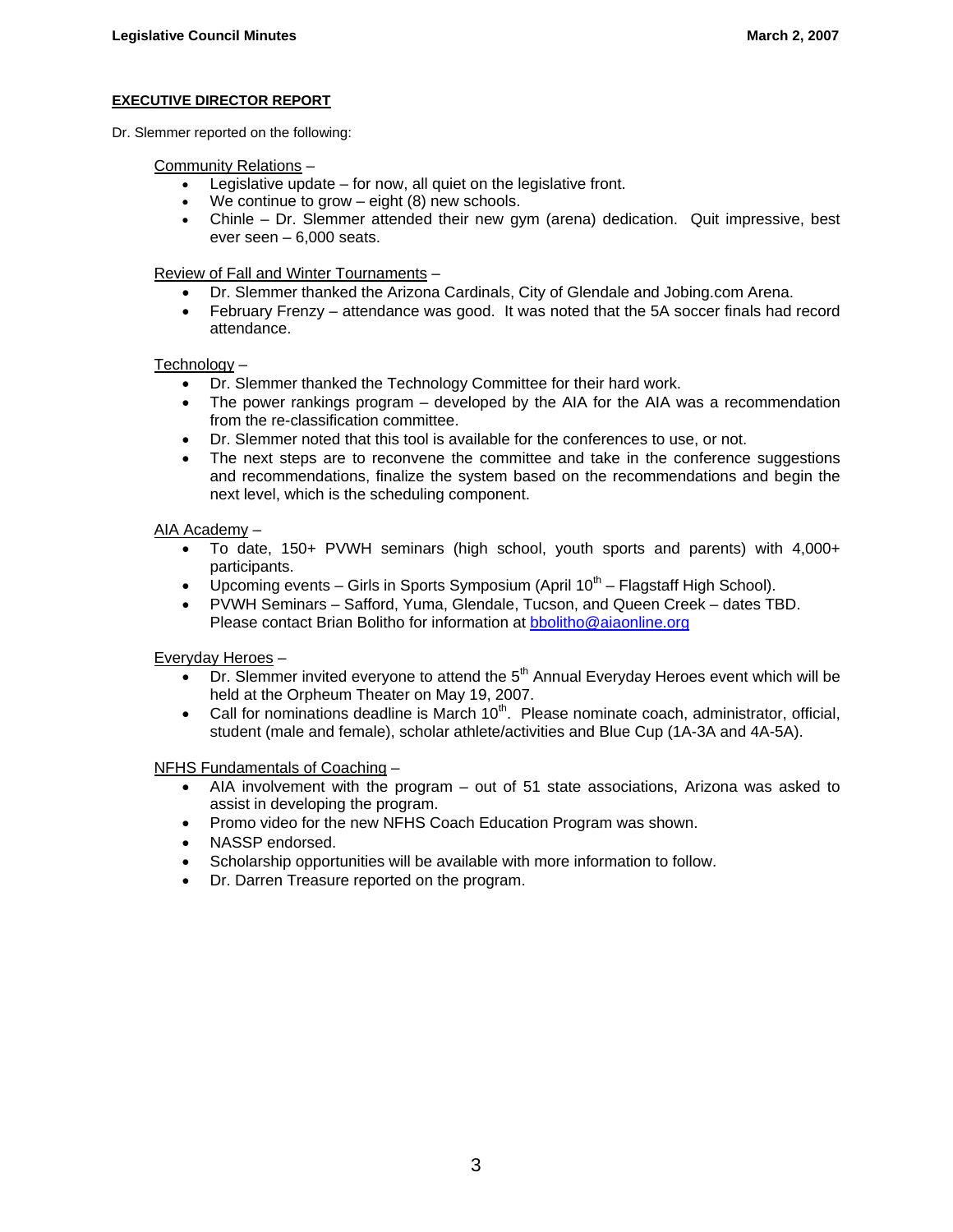**EXECUTIVE DIRECTOR REPORT**

Dr. Slemmer reported on the following:

Community Relations –

- Legislative update – for now, all quiet on the legislative front.
- We continue to grow – eight (8) new schools.
- Chinle – Dr. Slemmer attended their new gym (arena) dedication. Quit impressive, best ever seen – 6,000 seats.

Review of Fall and Winter Tournaments –

- Dr. Slemmer thanked the Arizona Cardinals, City of Glendale and Jobing.com Arena.
- February Frenzy – attendance was good. It was noted that the 5A soccer finals had record attendance.

Technology –

- Dr. Slemmer thanked the Technology Committee for their hard work.
- The power rankings program – developed by the AIA for the AIA was a recommendation from the re-classification committee.
- Dr. Slemmer noted that this tool is available for the conferences to use, or not.
- The next steps are to reconvene the committee and take in the conference suggestions and recommendations, finalize the system based on the recommendations and begin the next level, which is the scheduling component.

AIA Academy –

- To date, 150+ PVWH seminars (high school, youth sports and parents) with 4,000+ participants.
- Upcoming events – Girls in Sports Symposium (April 10th – Flagstaff High School).
- PVWH Seminars – Safford, Yuma, Glendale, Tucson, and Queen Creek – dates TBD. Please contact Brian Bolitho for information at bbolitho@aiaonline.org

Everyday Heroes –

- Dr. Slemmer invited everyone to attend the 5th Annual Everyday Heroes event which will be held at the Orpheum Theater on May 19, 2007.
- Call for nominations deadline is March 10th. Please nominate coach, administrator, official, student (male and female), scholar athlete/activities and Blue Cup (1A-3A and 4A-5A).

NFHS Fundamentals of Coaching –

- AIA involvement with the program – out of 51 state associations, Arizona was asked to assist in developing the program.
- Promo video for the new NFHS Coach Education Program was shown.
- NASSP endorsed.
- Scholarship opportunities will be available with more information to follow.
- Dr. Darren Treasure reported on the program.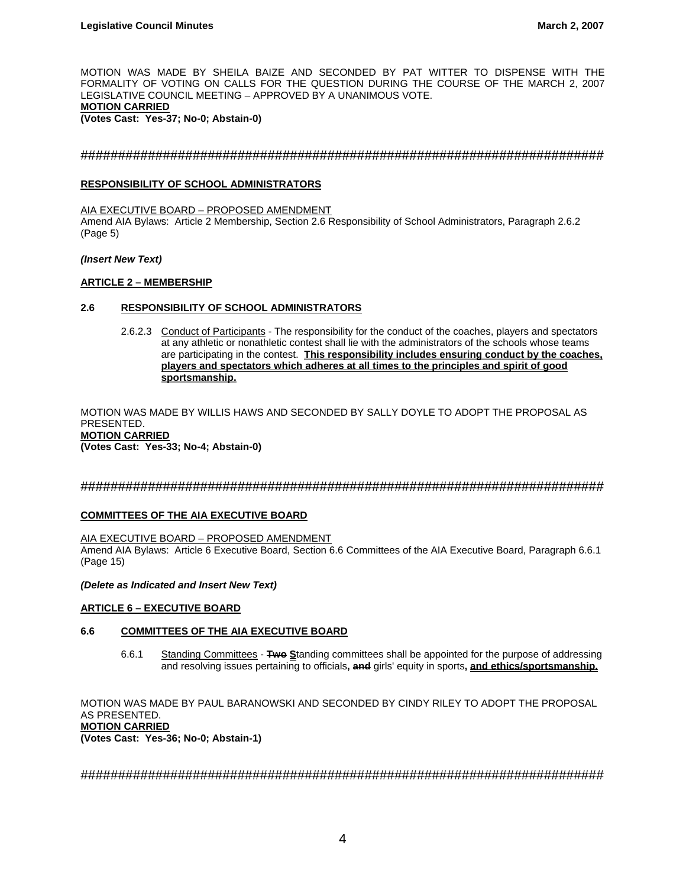MOTION WAS MADE BY SHEILA BAIZE AND SECONDED BY PAT WITTER TO DISPENSE WITH THE FORMALITY OF VOTING ON CALLS FOR THE QUESTION DURING THE COURSE OF THE MARCH 2, 2007 LEGISLATIVE COUNCIL MEETING – APPROVED BY A UNANIMOUS VOTE.

**MOTION CARRIED**

**(Votes Cast: Yes-37; No-0; Abstain-0)**

##########################################################################

**RESPONSIBILITY OF SCHOOL ADMINISTRATORS**

AIA EXECUTIVE BOARD – PROPOSED AMENDMENT

Amend AIA Bylaws: Article 2 Membership, Section 2.6 Responsibility of School Administrators, Paragraph 2.6.2 (Page 5)

***(Insert New Text)***

**ARTICLE 2 – MEMBERSHIP**

**2.6 RESPONSIBILITY OF SCHOOL ADMINISTRATORS**

2.6.2.3 Conduct of Participants - The responsibility for the conduct of the coaches, players and spectators at any athletic or nonathletic contest shall lie with the administrators of the schools whose teams are participating in the contest. **This responsibility includes ensuring conduct by the coaches, players and spectators which adheres at all times to the principles and spirit of good sportsmanship.**

MOTION WAS MADE BY WILLIS HAWS AND SECONDED BY SALLY DOYLE TO ADOPT THE PROPOSAL AS PRESENTED.

**MOTION CARRIED**

**(Votes Cast: Yes-33; No-4; Abstain-0)**

##########################################################################

**COMMITTEES OF THE AIA EXECUTIVE BOARD**

AIA EXECUTIVE BOARD – PROPOSED AMENDMENT

Amend AIA Bylaws: Article 6 Executive Board, Section 6.6 Committees of the AIA Executive Board, Paragraph 6.6.1 (Page 15)

***(Delete as Indicated and Insert New Text)***

**ARTICLE 6 – EXECUTIVE BOARD**

**6.6 COMMITTEES OF THE AIA EXECUTIVE BOARD**

6.6.1 Standing Committees - ~~**Two**~~ **S**tanding committees shall be appointed for the purpose of addressing and resolving issues pertaining to officials**,** ~~**and**~~ girls' equity in sports**, and ethics/sportsmanship.**

MOTION WAS MADE BY PAUL BARANOWSKI AND SECONDED BY CINDY RILEY TO ADOPT THE PROPOSAL AS PRESENTED.

**MOTION CARRIED**

**(Votes Cast: Yes-36; No-0; Abstain-1)**

##########################################################################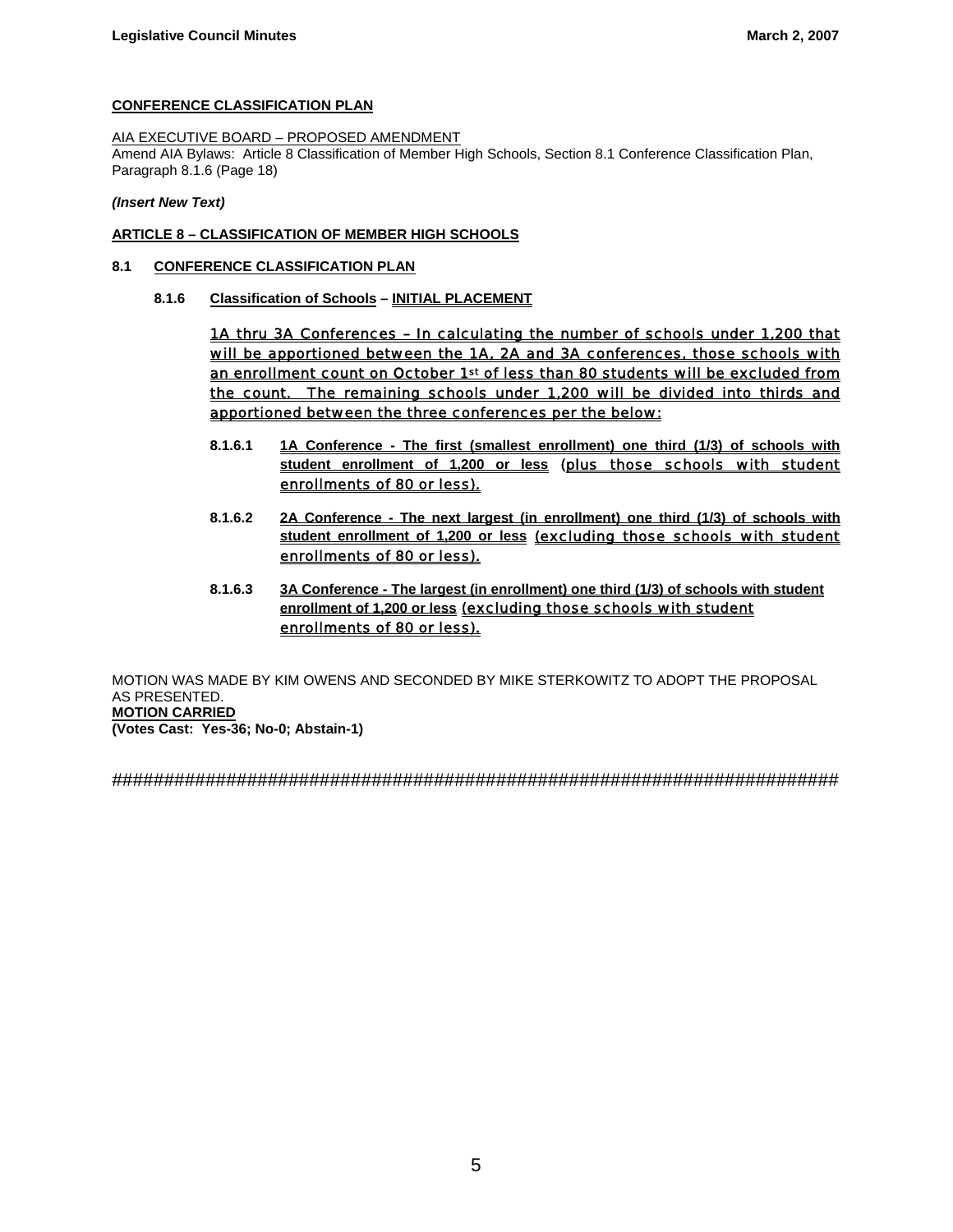**CONFERENCE CLASSIFICATION PLAN**

AIA EXECUTIVE BOARD – PROPOSED AMENDMENT
Amend AIA Bylaws: Article 8 Classification of Member High Schools, Section 8.1 Conference Classification Plan, Paragraph 8.1.6 (Page 18)

***(Insert New Text)***

**ARTICLE 8 – CLASSIFICATION OF MEMBER HIGH SCHOOLS**

**8.1 CONFERENCE CLASSIFICATION PLAN**

**8.1.6 Classification of Schools – INITIAL PLACEMENT**

1A thru 3A Conferences – In calculating the number of schools under 1,200 that will be apportioned between the 1A, 2A and 3A conferences, those schools with an enrollment count on October 1st of less than 80 students will be excluded from the count. The remaining schools under 1,200 will be divided into thirds and apportioned between the three conferences per the below:

**8.1.6.1** **1A Conference - The first (smallest enrollment) one third (1/3) of schools with student enrollment of 1,200 or less** (plus those schools with student enrollments of 80 or less).

**8.1.6.2** **2A Conference - The next largest (in enrollment) one third (1/3) of schools with student enrollment of 1,200 or less** (excluding those schools with student enrollments of 80 or less).

**8.1.6.3** **3A Conference - The largest (in enrollment) one third (1/3) of schools with student enrollment of 1,200 or less** (excluding those schools with student enrollments of 80 or less).

MOTION WAS MADE BY KIM OWENS AND SECONDED BY MIKE STERKOWITZ TO ADOPT THE PROPOSAL AS PRESENTED.
**MOTION CARRIED**
**(Votes Cast: Yes-36; No-0; Abstain-1)**

########################################################################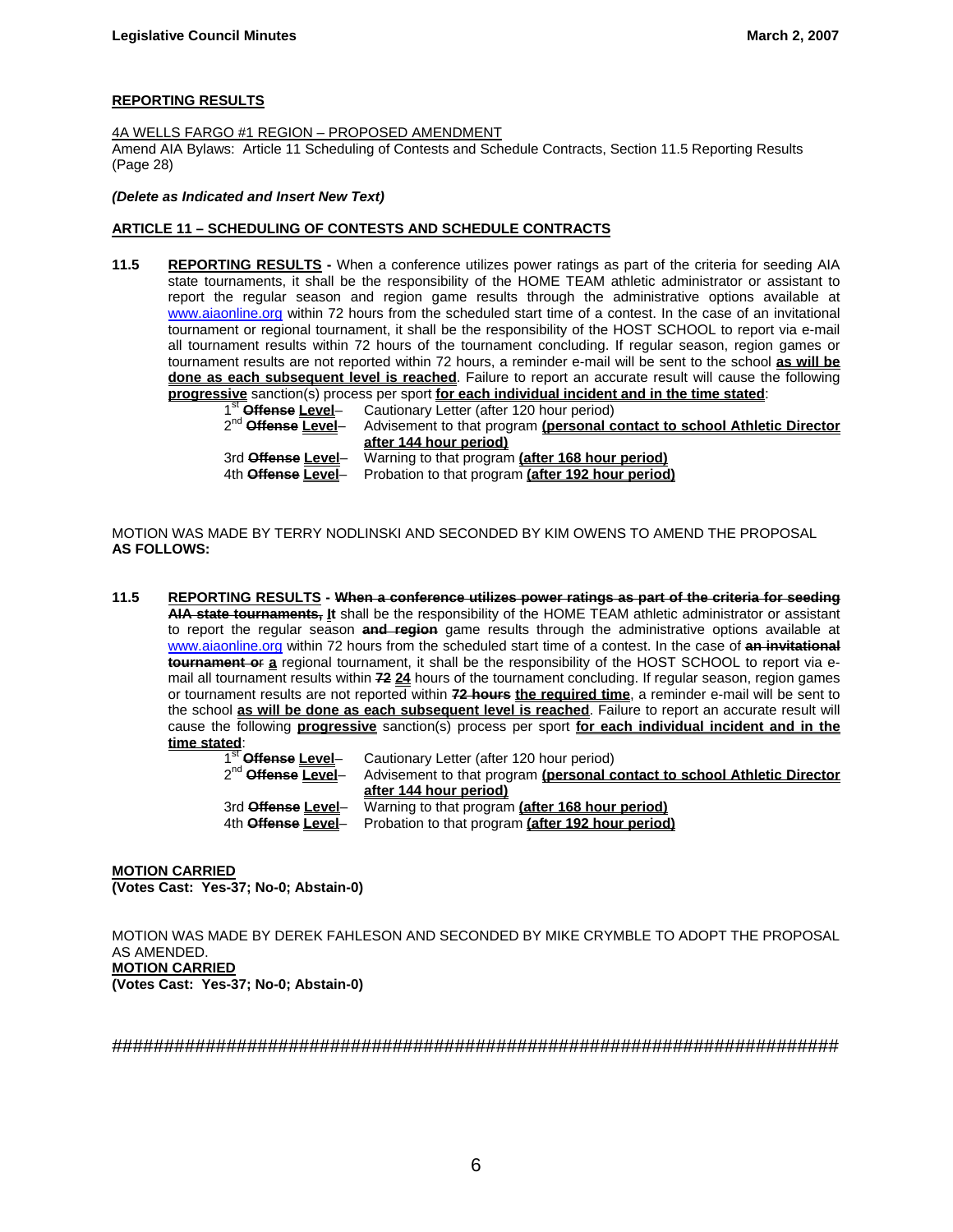**REPORTING RESULTS**

4A WELLS FARGO #1 REGION – PROPOSED AMENDMENT
Amend AIA Bylaws: Article 11 Scheduling of Contests and Schedule Contracts, Section 11.5 Reporting Results (Page 28)

***(Delete as Indicated and Insert New Text)***

**ARTICLE 11 – SCHEDULING OF CONTESTS AND SCHEDULE CONTRACTS**

**11.5** **REPORTING RESULTS -** When a conference utilizes power ratings as part of the criteria for seeding AIA state tournaments, it shall be the responsibility of the HOME TEAM athletic administrator or assistant to report the regular season and region game results through the administrative options available at www.aiaonline.org within 72 hours from the scheduled start time of a contest. In the case of an invitational tournament or regional tournament, it shall be the responsibility of the HOST SCHOOL to report via e-mail all tournament results within 72 hours of the tournament concluding. If regular season, region games or tournament results are not reported within 72 hours, a reminder e-mail will be sent to the school **as will be done as each subsequent level is reached**. Failure to report an accurate result will cause the following **progressive** sanction(s) process per sport **for each individual incident and in the time stated**:

- 1st ~~**Offense**~~ **Level**– Cautionary Letter (after 120 hour period)
- 2nd ~~**Offense**~~ **Level**– Advisement to that program **(personal contact to school Athletic Director after 144 hour period)**
- 3rd ~~**Offense**~~ **Level**– Warning to that program **(after 168 hour period)**
- 4th ~~**Offense**~~ **Level**– Probation to that program **(after 192 hour period)**

MOTION WAS MADE BY TERRY NODLINSKI AND SECONDED BY KIM OWENS TO AMEND THE PROPOSAL **AS FOLLOWS:**

**11.5** **REPORTING RESULTS -** ~~**When a conference utilizes power ratings as part of the criteria for seeding AIA state tournaments,**~~ **It** shall be the responsibility of the HOME TEAM athletic administrator or assistant to report the regular season ~~**and region**~~ game results through the administrative options available at www.aiaonline.org within 72 hours from the scheduled start time of a contest. In the case of ~~**an invitational tournament or**~~ **a** regional tournament, it shall be the responsibility of the HOST SCHOOL to report via e-mail all tournament results within ~~**72**~~ **24** hours of the tournament concluding. If regular season, region games or tournament results are not reported within ~~**72 hours**~~ **the required time**, a reminder e-mail will be sent to the school **as will be done as each subsequent level is reached**. Failure to report an accurate result will cause the following **progressive** sanction(s) process per sport **for each individual incident and in the time stated**:

- 1st ~~**Offense**~~ **Level**– Cautionary Letter (after 120 hour period)
- 2nd ~~**Offense**~~ **Level**– Advisement to that program **(personal contact to school Athletic Director after 144 hour period)**
- 3rd ~~**Offense**~~ **Level**– Warning to that program **(after 168 hour period)**
- 4th ~~**Offense**~~ **Level**– Probation to that program **(after 192 hour period)**

**MOTION CARRIED**
**(Votes Cast: Yes-37; No-0; Abstain-0)**

MOTION WAS MADE BY DEREK FAHLESON AND SECONDED BY MIKE CRYMBLE TO ADOPT THE PROPOSAL AS AMENDED.
**MOTION CARRIED**
**(Votes Cast: Yes-37; No-0; Abstain-0)**

########################################################################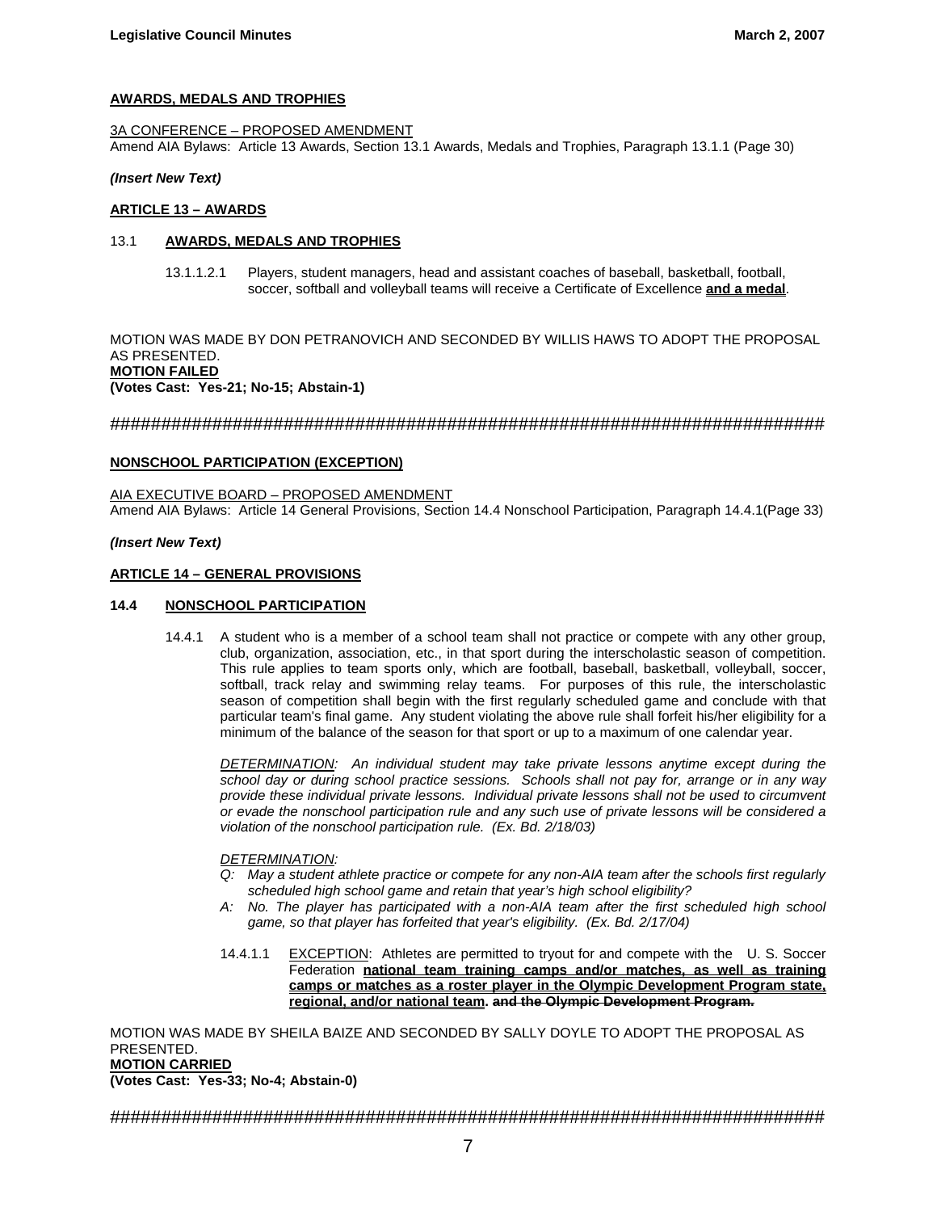**AWARDS, MEDALS AND TROPHIES**

3A CONFERENCE – PROPOSED AMENDMENT
Amend AIA Bylaws: Article 13 Awards, Section 13.1 Awards, Medals and Trophies, Paragraph 13.1.1 (Page 30)

***(Insert New Text)***

**ARTICLE 13 – AWARDS**

13.1 **AWARDS, MEDALS AND TROPHIES**

13.1.1.2.1 Players, student managers, head and assistant coaches of baseball, basketball, football, soccer, softball and volleyball teams will receive a Certificate of Excellence **and a medal**.

MOTION WAS MADE BY DON PETRANOVICH AND SECONDED BY WILLIS HAWS TO ADOPT THE PROPOSAL AS PRESENTED.
**MOTION FAILED**
**(Votes Cast: Yes-21; No-15; Abstain-1)**

##########################################################################

**NONSCHOOL PARTICIPATION (EXCEPTION)**

AIA EXECUTIVE BOARD – PROPOSED AMENDMENT
Amend AIA Bylaws: Article 14 General Provisions, Section 14.4 Nonschool Participation, Paragraph 14.4.1(Page 33)

***(Insert New Text)***

**ARTICLE 14 – GENERAL PROVISIONS**

**14.4 NONSCHOOL PARTICIPATION**

14.4.1 A student who is a member of a school team shall not practice or compete with any other group, club, organization, association, etc., in that sport during the interscholastic season of competition. This rule applies to team sports only, which are football, baseball, basketball, volleyball, soccer, softball, track relay and swimming relay teams. For purposes of this rule, the interscholastic season of competition shall begin with the first regularly scheduled game and conclude with that particular team's final game. Any student violating the above rule shall forfeit his/her eligibility for a minimum of the balance of the season for that sport or up to a maximum of one calendar year.

*DETERMINATION: An individual student may take private lessons anytime except during the school day or during school practice sessions. Schools shall not pay for, arrange or in any way provide these individual private lessons. Individual private lessons shall not be used to circumvent or evade the nonschool participation rule and any such use of private lessons will be considered a violation of the nonschool participation rule. (Ex. Bd. 2/18/03)*

*DETERMINATION:*
*Q: May a student athlete practice or compete for any non-AIA team after the schools first regularly scheduled high school game and retain that year's high school eligibility?*
*A: No. The player has participated with a non-AIA team after the first scheduled high school game, so that player has forfeited that year's eligibility. (Ex. Bd. 2/17/04)*

14.4.1.1 EXCEPTION: Athletes are permitted to tryout for and compete with the U. S. Soccer Federation **national team training camps and/or matches, as well as training camps or matches as a roster player in the Olympic Development Program state, regional, and/or national team.** ~~**and the Olympic Development Program.**~~

MOTION WAS MADE BY SHEILA BAIZE AND SECONDED BY SALLY DOYLE TO ADOPT THE PROPOSAL AS PRESENTED.
**MOTION CARRIED**
**(Votes Cast: Yes-33; No-4; Abstain-0)**

##########################################################################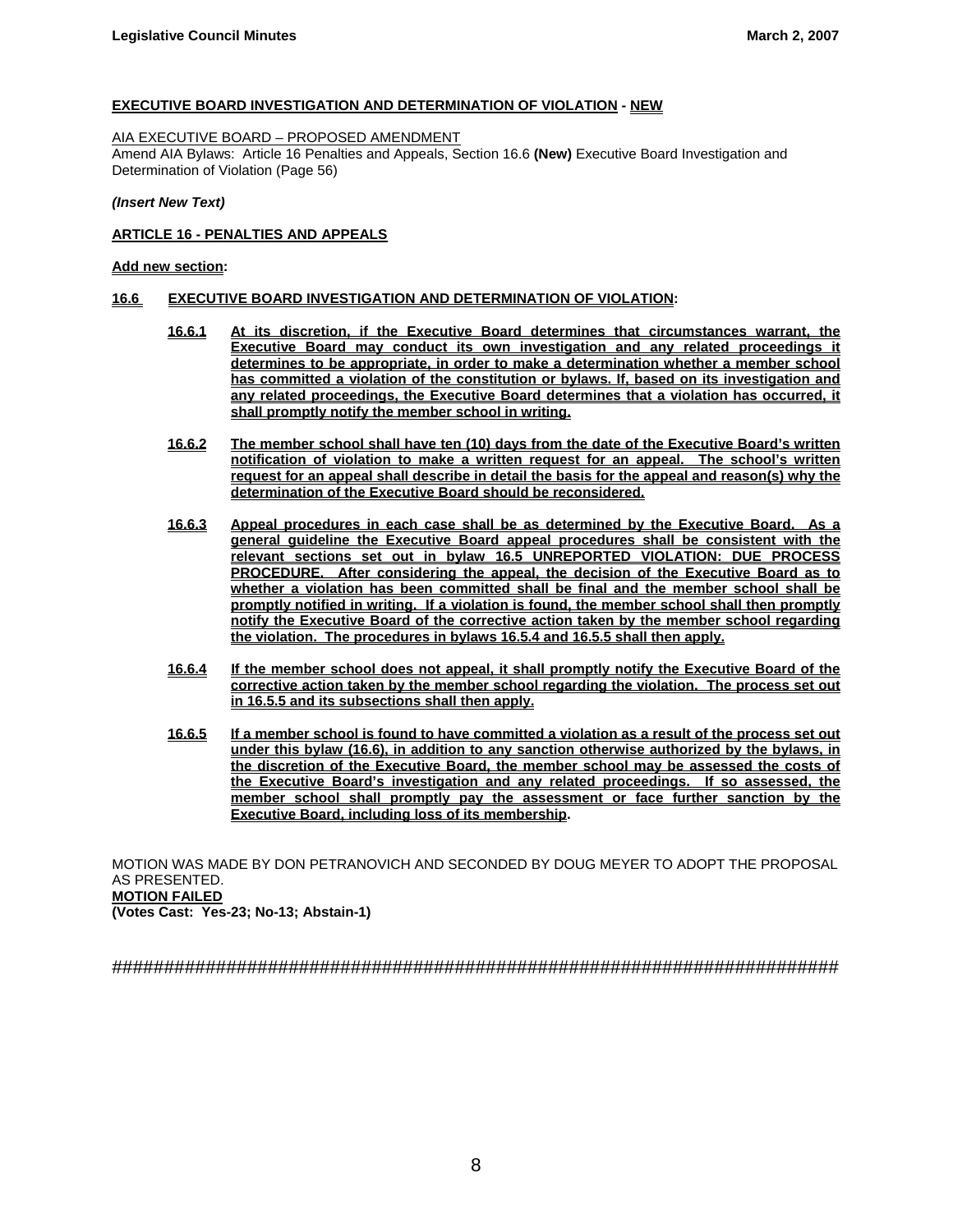**EXECUTIVE BOARD INVESTIGATION AND DETERMINATION OF VIOLATION - NEW**

AIA EXECUTIVE BOARD – PROPOSED AMENDMENT
Amend AIA Bylaws: Article 16 Penalties and Appeals, Section 16.6 **(New)** Executive Board Investigation and Determination of Violation (Page 56)

***(Insert New Text)***

**ARTICLE 16 - PENALTIES AND APPEALS**

**Add new section:**

**16.6 EXECUTIVE BOARD INVESTIGATION AND DETERMINATION OF VIOLATION:**

**16.6.1** **At its discretion, if the Executive Board determines that circumstances warrant, the Executive Board may conduct its own investigation and any related proceedings it determines to be appropriate, in order to make a determination whether a member school has committed a violation of the constitution or bylaws. If, based on its investigation and any related proceedings, the Executive Board determines that a violation has occurred, it shall promptly notify the member school in writing.**

**16.6.2** **The member school shall have ten (10) days from the date of the Executive Board's written notification of violation to make a written request for an appeal. The school's written request for an appeal shall describe in detail the basis for the appeal and reason(s) why the determination of the Executive Board should be reconsidered.**

**16.6.3** **Appeal procedures in each case shall be as determined by the Executive Board. As a general guideline the Executive Board appeal procedures shall be consistent with the relevant sections set out in bylaw 16.5 UNREPORTED VIOLATION: DUE PROCESS PROCEDURE. After considering the appeal, the decision of the Executive Board as to whether a violation has been committed shall be final and the member school shall be promptly notified in writing. If a violation is found, the member school shall then promptly notify the Executive Board of the corrective action taken by the member school regarding the violation. The procedures in bylaws 16.5.4 and 16.5.5 shall then apply.**

**16.6.4** **If the member school does not appeal, it shall promptly notify the Executive Board of the corrective action taken by the member school regarding the violation. The process set out in 16.5.5 and its subsections shall then apply.**

**16.6.5** **If a member school is found to have committed a violation as a result of the process set out under this bylaw (16.6), in addition to any sanction otherwise authorized by the bylaws, in the discretion of the Executive Board, the member school may be assessed the costs of the Executive Board's investigation and any related proceedings. If so assessed, the member school shall promptly pay the assessment or face further sanction by the Executive Board, including loss of its membership.**

MOTION WAS MADE BY DON PETRANOVICH AND SECONDED BY DOUG MEYER TO ADOPT THE PROPOSAL AS PRESENTED.
**MOTION FAILED**
**(Votes Cast: Yes-23; No-13; Abstain-1)**

########################################################################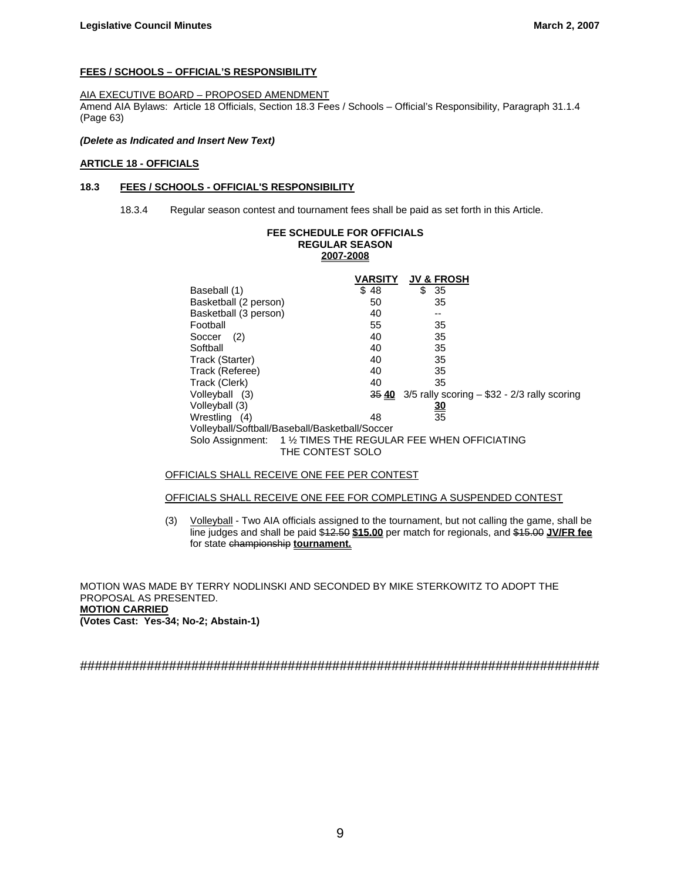**FEES / SCHOOLS – OFFICIAL'S RESPONSIBILITY**

AIA EXECUTIVE BOARD – PROPOSED AMENDMENT
Amend AIA Bylaws: Article 18 Officials, Section 18.3 Fees / Schools – Official's Responsibility, Paragraph 31.1.4 (Page 63)

***(Delete as Indicated and Insert New Text)***

**ARTICLE 18 - OFFICIALS**

**18.3 FEES / SCHOOLS - OFFICIAL'S RESPONSIBILITY**

18.3.4 Regular season contest and tournament fees shall be paid as set forth in this Article.

**FEE SCHEDULE FOR OFFICIALS**
**REGULAR SEASON**
**2007-2008**

| | VARSITY | JV & FROSH |
|---|---|---|
| Baseball (1) | $ 48 | $ 35 |
| Basketball (2 person) | 50 | 35 |
| Basketball (3 person) | 40 | -- |
| Football | 55 | 35 |
| Soccer (2) | 40 | 35 |
| Softball | 40 | 35 |
| Track (Starter) | 40 | 35 |
| Track (Referee) | 40 | 35 |
| Track (Clerk) | 40 | 35 |
| Volleyball (3) | ~~35~~ **40** | 3/5 rally scoring – $32 - 2/3 rally scoring |
| Volleyball (3) | | **30** |
| Wrestling (4) | 48 | 35 |

Volleyball/Softball/Baseball/Basketball/Soccer
Solo Assignment: 1 ½ TIMES THE REGULAR FEE WHEN OFFICIATING THE CONTEST SOLO

OFFICIALS SHALL RECEIVE ONE FEE PER CONTEST

OFFICIALS SHALL RECEIVE ONE FEE FOR COMPLETING A SUSPENDED CONTEST

(3) Volleyball - Two AIA officials assigned to the tournament, but not calling the game, shall be line judges and shall be paid ~~$12.50~~ **$15.00** per match for regionals, and ~~$15.00~~ **JV/FR fee** for state ~~championship~~ **tournament.**

MOTION WAS MADE BY TERRY NODLINSKI AND SECONDED BY MIKE STERKOWITZ TO ADOPT THE PROPOSAL AS PRESENTED.
**MOTION CARRIED**
**(Votes Cast: Yes-34; No-2; Abstain-1)**

########################################################################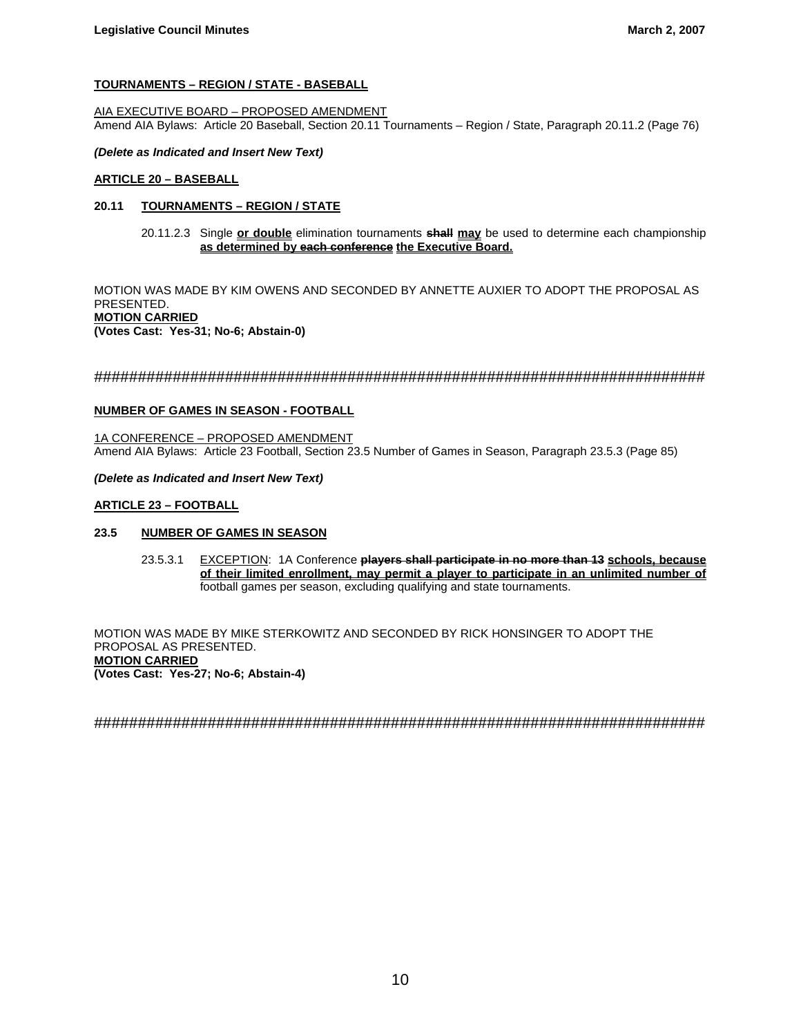**TOURNAMENTS – REGION / STATE - BASEBALL**

AIA EXECUTIVE BOARD – PROPOSED AMENDMENT
Amend AIA Bylaws: Article 20 Baseball, Section 20.11 Tournaments – Region / State, Paragraph 20.11.2 (Page 76)

***(Delete as Indicated and Insert New Text)***

**ARTICLE 20 – BASEBALL**

**20.11 TOURNAMENTS – REGION / STATE**

20.11.2.3 Single **or double** elimination tournaments ~~**shall**~~ **may** be used to determine each championship **as determined by** ~~**each conference**~~ **the Executive Board.**

MOTION WAS MADE BY KIM OWENS AND SECONDED BY ANNETTE AUXIER TO ADOPT THE PROPOSAL AS PRESENTED.
**MOTION CARRIED**
**(Votes Cast: Yes-31; No-6; Abstain-0)**

########################################################################

**NUMBER OF GAMES IN SEASON - FOOTBALL**

1A CONFERENCE – PROPOSED AMENDMENT
Amend AIA Bylaws: Article 23 Football, Section 23.5 Number of Games in Season, Paragraph 23.5.3 (Page 85)

***(Delete as Indicated and Insert New Text)***

**ARTICLE 23 – FOOTBALL**

**23.5 NUMBER OF GAMES IN SEASON**

23.5.3.1 EXCEPTION: 1A Conference ~~**players shall participate in no more than 13**~~ **schools, because of their limited enrollment, may permit a player to participate in an unlimited number of** football games per season, excluding qualifying and state tournaments.

MOTION WAS MADE BY MIKE STERKOWITZ AND SECONDED BY RICK HONSINGER TO ADOPT THE PROPOSAL AS PRESENTED.
**MOTION CARRIED**
**(Votes Cast: Yes-27; No-6; Abstain-4)**

########################################################################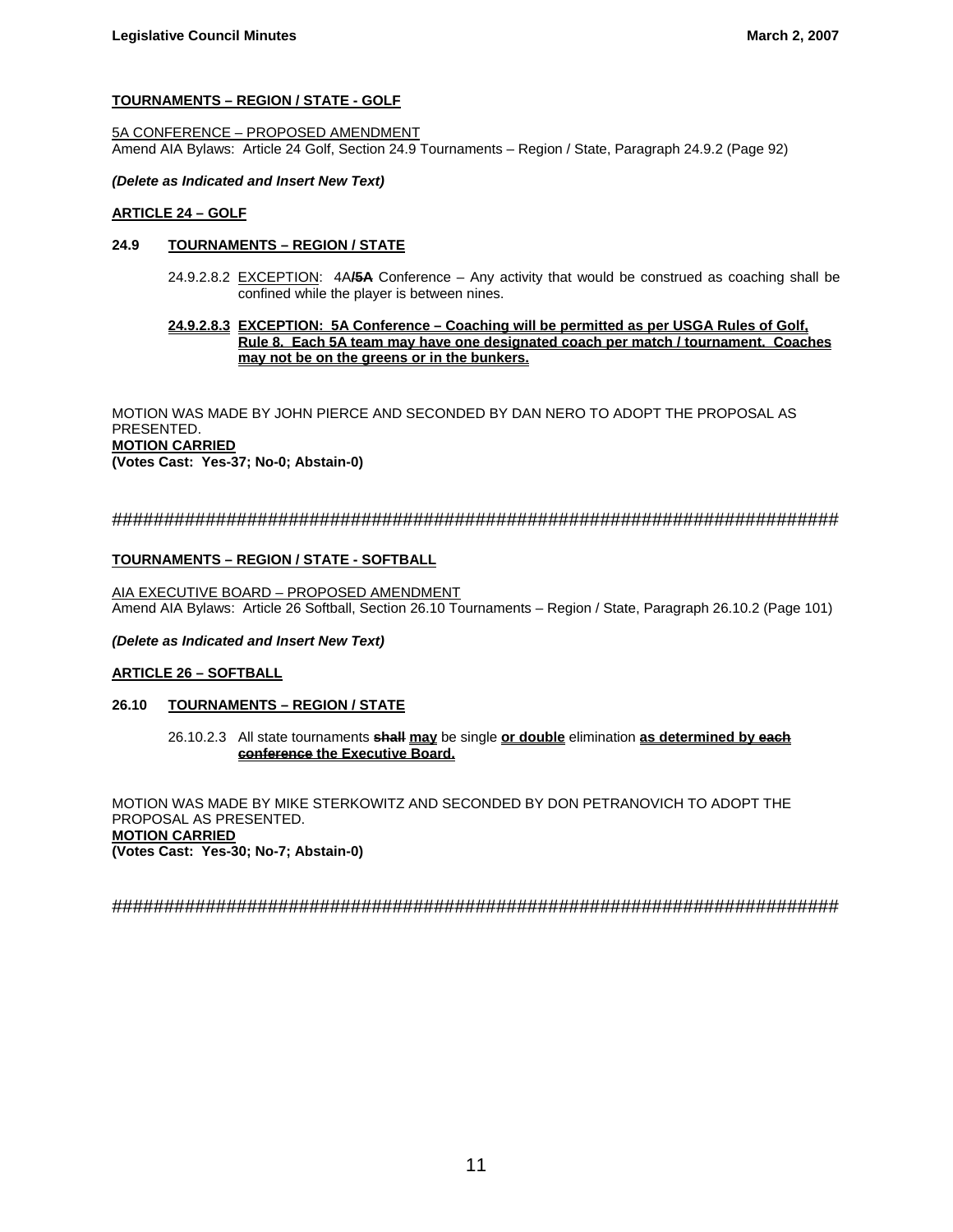**TOURNAMENTS – REGION / STATE - GOLF**

5A CONFERENCE – PROPOSED AMENDMENT
Amend AIA Bylaws: Article 24 Golf, Section 24.9 Tournaments – Region / State, Paragraph 24.9.2 (Page 92)

***(Delete as Indicated and Insert New Text)***

**ARTICLE 24 – GOLF**

**24.9 TOURNAMENTS – REGION / STATE**

24.9.2.8.2 EXCEPTION: 4A~~/5A~~ Conference – Any activity that would be construed as coaching shall be confined while the player is between nines.

**24.9.2.8.3 EXCEPTION: 5A Conference – Coaching will be permitted as per USGA Rules of Golf, Rule 8. Each 5A team may have one designated coach per match / tournament. Coaches may not be on the greens or in the bunkers.**

MOTION WAS MADE BY JOHN PIERCE AND SECONDED BY DAN NERO TO ADOPT THE PROPOSAL AS PRESENTED.
**MOTION CARRIED**
**(Votes Cast: Yes-37; No-0; Abstain-0)**

##########################################################################

**TOURNAMENTS – REGION / STATE - SOFTBALL**

AIA EXECUTIVE BOARD – PROPOSED AMENDMENT
Amend AIA Bylaws: Article 26 Softball, Section 26.10 Tournaments – Region / State, Paragraph 26.10.2 (Page 101)

***(Delete as Indicated and Insert New Text)***

**ARTICLE 26 – SOFTBALL**

**26.10 TOURNAMENTS – REGION / STATE**

26.10.2.3 All state tournaments ~~shall~~ **may** be single **or double** elimination **as determined by ~~each conference~~ the Executive Board.**

MOTION WAS MADE BY MIKE STERKOWITZ AND SECONDED BY DON PETRANOVICH TO ADOPT THE PROPOSAL AS PRESENTED.
**MOTION CARRIED**
**(Votes Cast: Yes-30; No-7; Abstain-0)**

##########################################################################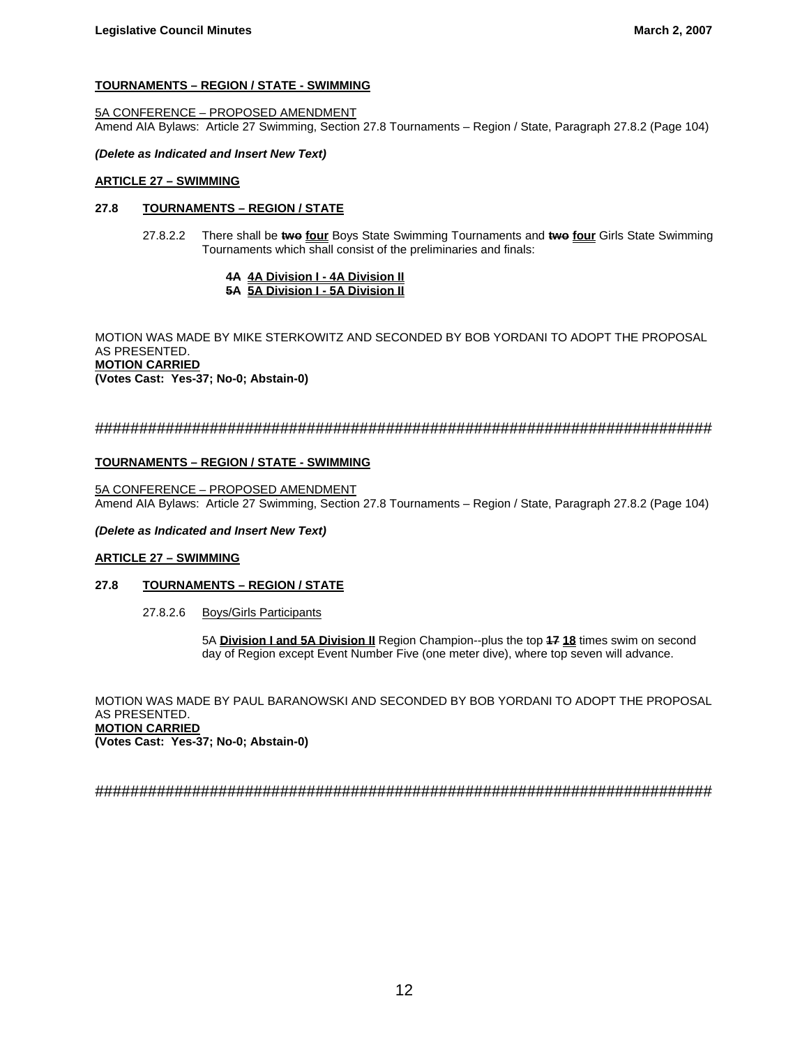**TOURNAMENTS – REGION / STATE - SWIMMING**

5A CONFERENCE – PROPOSED AMENDMENT
Amend AIA Bylaws: Article 27 Swimming, Section 27.8 Tournaments – Region / State, Paragraph 27.8.2 (Page 104)

***(Delete as Indicated and Insert New Text)***

**ARTICLE 27 – SWIMMING**

**27.8 TOURNAMENTS – REGION / STATE**

27.8.2.2 There shall be ~~two~~ **four** Boys State Swimming Tournaments and ~~two~~ **four** Girls State Swimming Tournaments which shall consist of the preliminaries and finals:

~~4A~~ **4A Division I - 4A Division II**
~~5A~~ **5A Division I - 5A Division II**

MOTION WAS MADE BY MIKE STERKOWITZ AND SECONDED BY BOB YORDANI TO ADOPT THE PROPOSAL AS PRESENTED.
**MOTION CARRIED**
**(Votes Cast: Yes-37; No-0; Abstain-0)**

########################################################################

**TOURNAMENTS – REGION / STATE - SWIMMING**

5A CONFERENCE – PROPOSED AMENDMENT
Amend AIA Bylaws: Article 27 Swimming, Section 27.8 Tournaments – Region / State, Paragraph 27.8.2 (Page 104)

***(Delete as Indicated and Insert New Text)***

**ARTICLE 27 – SWIMMING**

**27.8 TOURNAMENTS – REGION / STATE**

27.8.2.6 Boys/Girls Participants

5A **Division I and 5A Division II** Region Champion--plus the top ~~17~~ **18** times swim on second day of Region except Event Number Five (one meter dive), where top seven will advance.

MOTION WAS MADE BY PAUL BARANOWSKI AND SECONDED BY BOB YORDANI TO ADOPT THE PROPOSAL AS PRESENTED.
**MOTION CARRIED**
**(Votes Cast: Yes-37; No-0; Abstain-0)**

########################################################################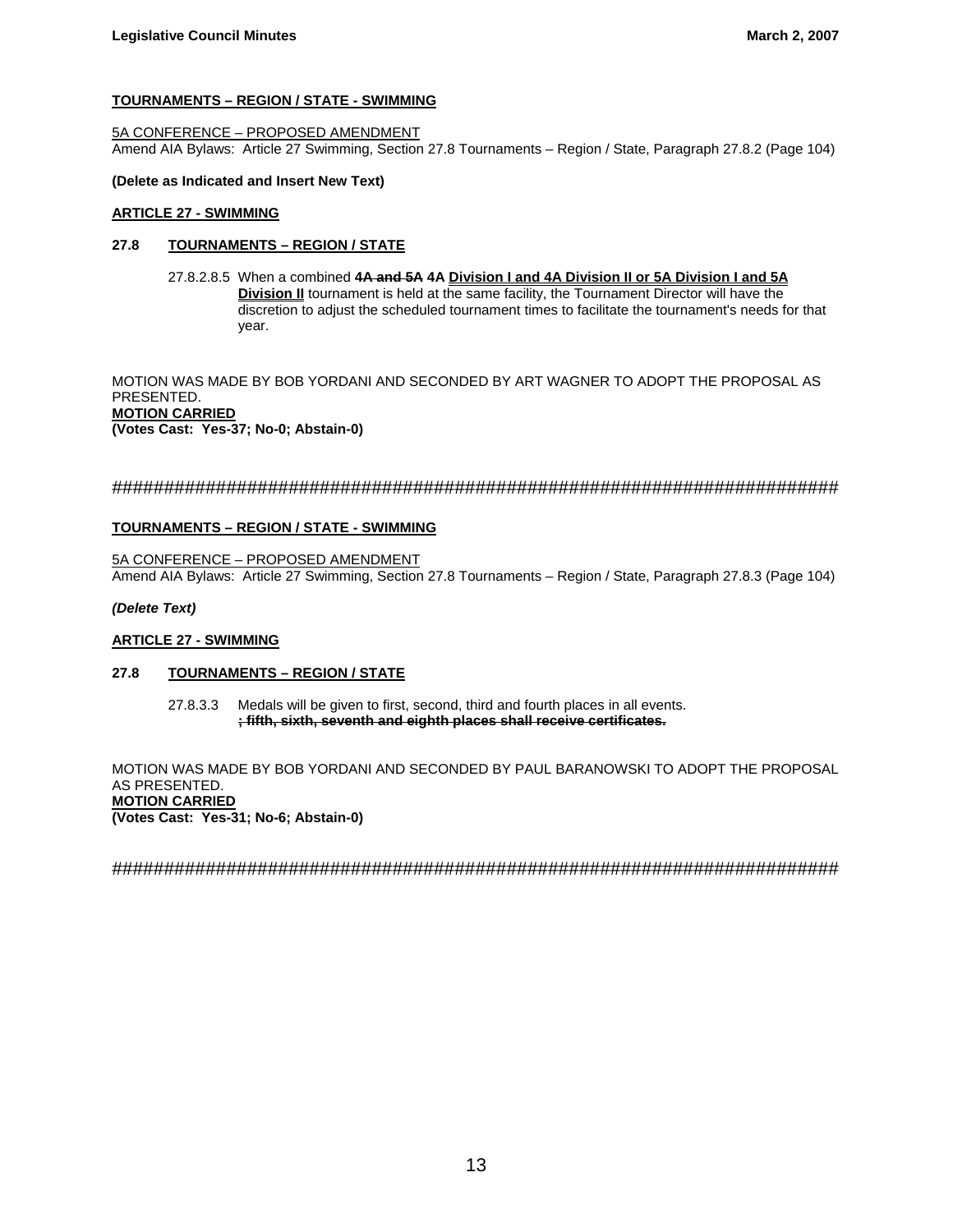**TOURNAMENTS – REGION / STATE - SWIMMING**

5A CONFERENCE – PROPOSED AMENDMENT
Amend AIA Bylaws: Article 27 Swimming, Section 27.8 Tournaments – Region / State, Paragraph 27.8.2 (Page 104)

**(Delete as Indicated and Insert New Text)**

**ARTICLE 27 - SWIMMING**

**27.8 TOURNAMENTS – REGION / STATE**

27.8.2.8.5 When a combined ~~**4A and 5A**~~ **4A Division I and 4A Division II or 5A Division I and 5A Division II** tournament is held at the same facility, the Tournament Director will have the discretion to adjust the scheduled tournament times to facilitate the tournament's needs for that year.

MOTION WAS MADE BY BOB YORDANI AND SECONDED BY ART WAGNER TO ADOPT THE PROPOSAL AS PRESENTED.
**MOTION CARRIED**
**(Votes Cast: Yes-37; No-0; Abstain-0)**

##########################################################################

**TOURNAMENTS – REGION / STATE - SWIMMING**

5A CONFERENCE – PROPOSED AMENDMENT
Amend AIA Bylaws: Article 27 Swimming, Section 27.8 Tournaments – Region / State, Paragraph 27.8.3 (Page 104)

***(Delete Text)***

**ARTICLE 27 - SWIMMING**

**27.8 TOURNAMENTS – REGION / STATE**

27.8.3.3 Medals will be given to first, second, third and fourth places in all events.
~~**; fifth, sixth, seventh and eighth places shall receive certificates.**~~

MOTION WAS MADE BY BOB YORDANI AND SECONDED BY PAUL BARANOWSKI TO ADOPT THE PROPOSAL AS PRESENTED.
**MOTION CARRIED**
**(Votes Cast: Yes-31; No-6; Abstain-0)**

##########################################################################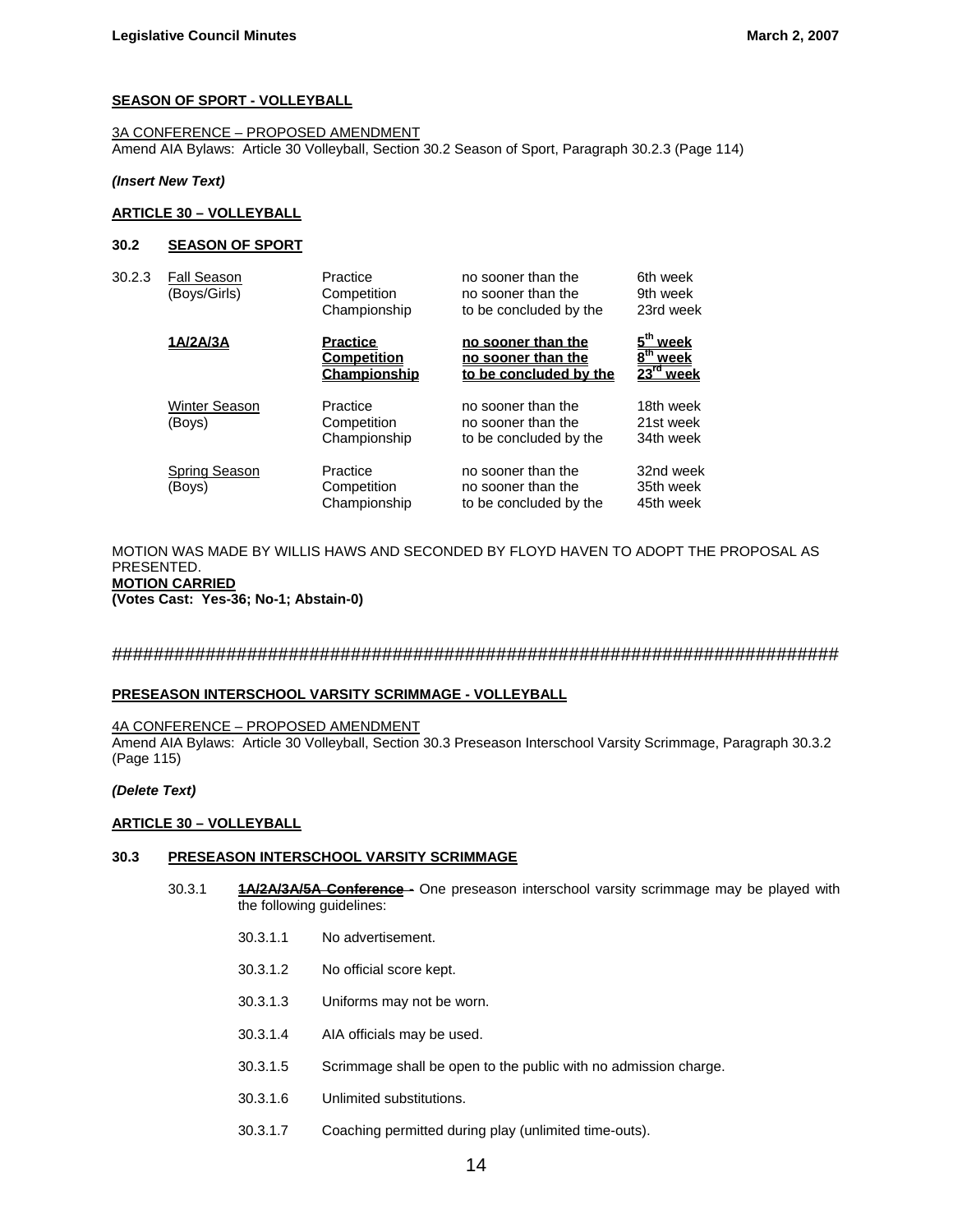**SEASON OF SPORT - VOLLEYBALL**

3A CONFERENCE – PROPOSED AMENDMENT
Amend AIA Bylaws: Article 30 Volleyball, Section 30.2 Season of Sport, Paragraph 30.2.3 (Page 114)

***(Insert New Text)***

**ARTICLE 30 – VOLLEYBALL**

**30.2 SEASON OF SPORT**

| | | | | |
|---|---|---|---|---|
| 30.2.3 | Fall Season (Boys/Girls) | Practice | no sooner than the | 6th week |
| | | Competition | no sooner than the | 9th week |
| | | Championship | to be concluded by the | 23rd week |
| | **1A/2A/3A** | **Practice** | **no sooner than the** | **5th week** |
| | | **Competition** | **no sooner than the** | **8th week** |
| | | **Championship** | **to be concluded by the** | **23rd week** |
| | Winter Season (Boys) | Practice | no sooner than the | 18th week |
| | | Competition | no sooner than the | 21st week |
| | | Championship | to be concluded by the | 34th week |
| | Spring Season (Boys) | Practice | no sooner than the | 32nd week |
| | | Competition | no sooner than the | 35th week |
| | | Championship | to be concluded by the | 45th week |

MOTION WAS MADE BY WILLIS HAWS AND SECONDED BY FLOYD HAVEN TO ADOPT THE PROPOSAL AS PRESENTED.
**MOTION CARRIED**
**(Votes Cast: Yes-36; No-1; Abstain-0)**

##########################################################################

**PRESEASON INTERSCHOOL VARSITY SCRIMMAGE - VOLLEYBALL**

4A CONFERENCE – PROPOSED AMENDMENT
Amend AIA Bylaws: Article 30 Volleyball, Section 30.3 Preseason Interschool Varsity Scrimmage, Paragraph 30.3.2 (Page 115)

***(Delete Text)***

**ARTICLE 30 – VOLLEYBALL**

**30.3 PRESEASON INTERSCHOOL VARSITY SCRIMMAGE**

30.3.1 ~~**1A/2A/3A/5A Conference -**~~ One preseason interschool varsity scrimmage may be played with the following guidelines:

- 30.3.1.1 No advertisement.
- 30.3.1.2 No official score kept.
- 30.3.1.3 Uniforms may not be worn.
- 30.3.1.4 AIA officials may be used.
- 30.3.1.5 Scrimmage shall be open to the public with no admission charge.
- 30.3.1.6 Unlimited substitutions.
- 30.3.1.7 Coaching permitted during play (unlimited time-outs).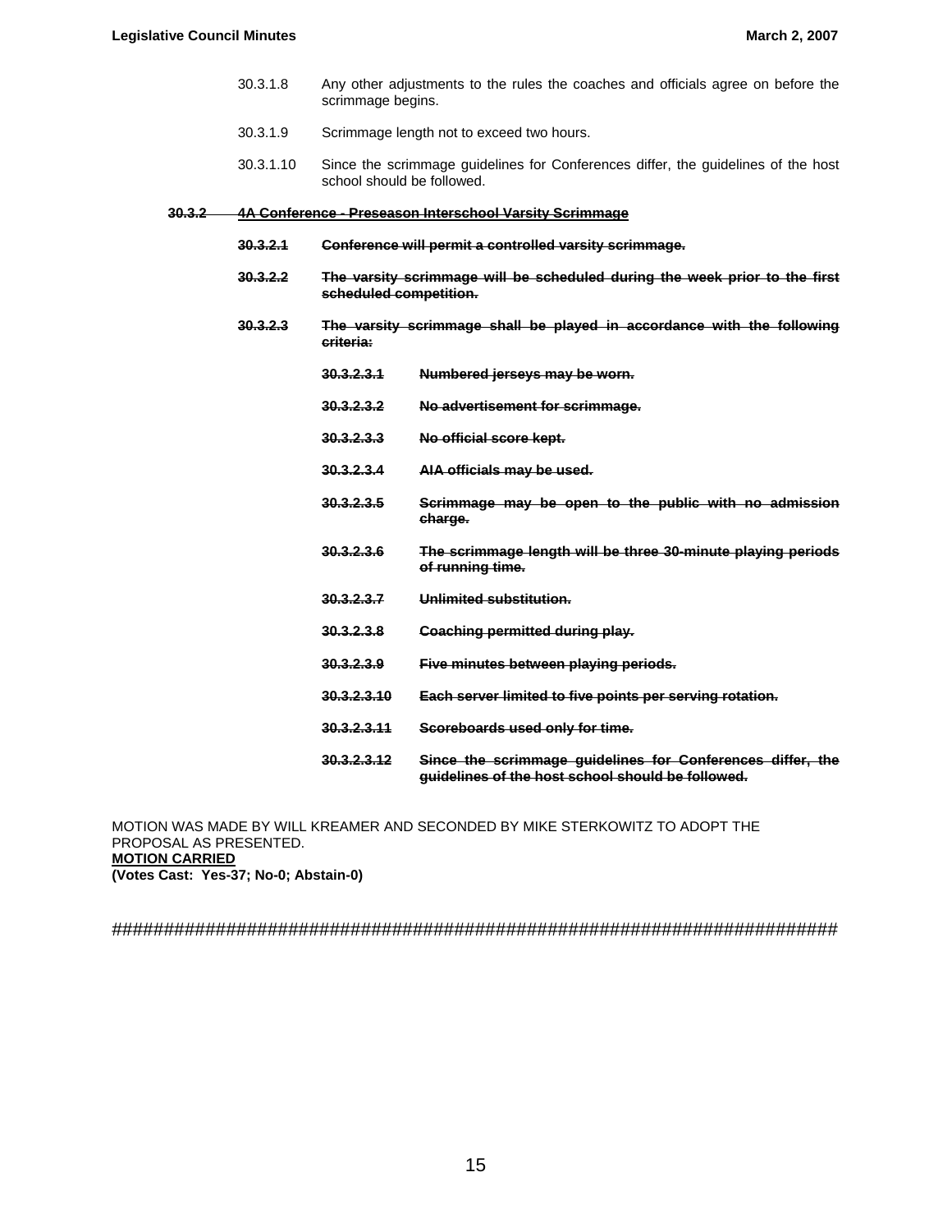30.3.1.8 Any other adjustments to the rules the coaches and officials agree on before the scrimmage begins.

30.3.1.9 Scrimmage length not to exceed two hours.

30.3.1.10 Since the scrimmage guidelines for Conferences differ, the guidelines of the host school should be followed.

~~**30.3.2 4A Conference - Preseason Interschool Varsity Scrimmage**~~

~~**30.3.2.1 Conference will permit a controlled varsity scrimmage.**~~

~~**30.3.2.2 The varsity scrimmage will be scheduled during the week prior to the first scheduled competition.**~~

~~**30.3.2.3 The varsity scrimmage shall be played in accordance with the following criteria:**~~

~~**30.3.2.3.1 Numbered jerseys may be worn.**~~

~~**30.3.2.3.2 No advertisement for scrimmage.**~~

~~**30.3.2.3.3 No official score kept.**~~

~~**30.3.2.3.4 AIA officials may be used.**~~

~~**30.3.2.3.5 Scrimmage may be open to the public with no admission charge.**~~

~~**30.3.2.3.6 The scrimmage length will be three 30-minute playing periods of running time.**~~

~~**30.3.2.3.7 Unlimited substitution.**~~

~~**30.3.2.3.8 Coaching permitted during play.**~~

~~**30.3.2.3.9 Five minutes between playing periods.**~~

~~**30.3.2.3.10 Each server limited to five points per serving rotation.**~~

~~**30.3.2.3.11 Scoreboards used only for time.**~~

~~**30.3.2.3.12 Since the scrimmage guidelines for Conferences differ, the guidelines of the host school should be followed.**~~

MOTION WAS MADE BY WILL KREAMER AND SECONDED BY MIKE STERKOWITZ TO ADOPT THE PROPOSAL AS PRESENTED.
**MOTION CARRIED**
**(Votes Cast: Yes-37; No-0; Abstain-0)**

########################################################################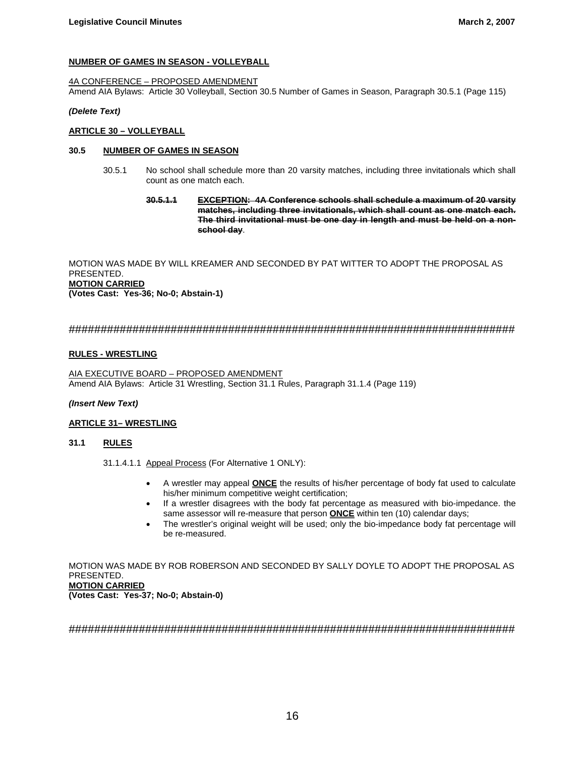**NUMBER OF GAMES IN SEASON - VOLLEYBALL**

4A CONFERENCE – PROPOSED AMENDMENT
Amend AIA Bylaws: Article 30 Volleyball, Section 30.5 Number of Games in Season, Paragraph 30.5.1 (Page 115)

***(Delete Text)***

**ARTICLE 30 – VOLLEYBALL**

**30.5 NUMBER OF GAMES IN SEASON**

30.5.1 No school shall schedule more than 20 varsity matches, including three invitationals which shall count as one match each.

~~**30.5.1.1 EXCEPTION: 4A Conference schools shall schedule a maximum of 20 varsity matches, including three invitationals, which shall count as one match each. The third invitational must be one day in length and must be held on a non-school day**~~.

MOTION WAS MADE BY WILL KREAMER AND SECONDED BY PAT WITTER TO ADOPT THE PROPOSAL AS PRESENTED.
**MOTION CARRIED**
**(Votes Cast: Yes-36; No-0; Abstain-1)**

########################################################################

**RULES - WRESTLING**

AIA EXECUTIVE BOARD – PROPOSED AMENDMENT
Amend AIA Bylaws: Article 31 Wrestling, Section 31.1 Rules, Paragraph 31.1.4 (Page 119)

***(Insert New Text)***

**ARTICLE 31– WRESTLING**

**31.1 RULES**

31.1.4.1.1 Appeal Process (For Alternative 1 ONLY):

- A wrestler may appeal **ONCE** the results of his/her percentage of body fat used to calculate his/her minimum competitive weight certification;
- If a wrestler disagrees with the body fat percentage as measured with bio-impedance. the same assessor will re-measure that person **ONCE** within ten (10) calendar days;
- The wrestler's original weight will be used; only the bio-impedance body fat percentage will be re-measured.

MOTION WAS MADE BY ROB ROBERSON AND SECONDED BY SALLY DOYLE TO ADOPT THE PROPOSAL AS PRESENTED.
**MOTION CARRIED**
**(Votes Cast: Yes-37; No-0; Abstain-0)**

########################################################################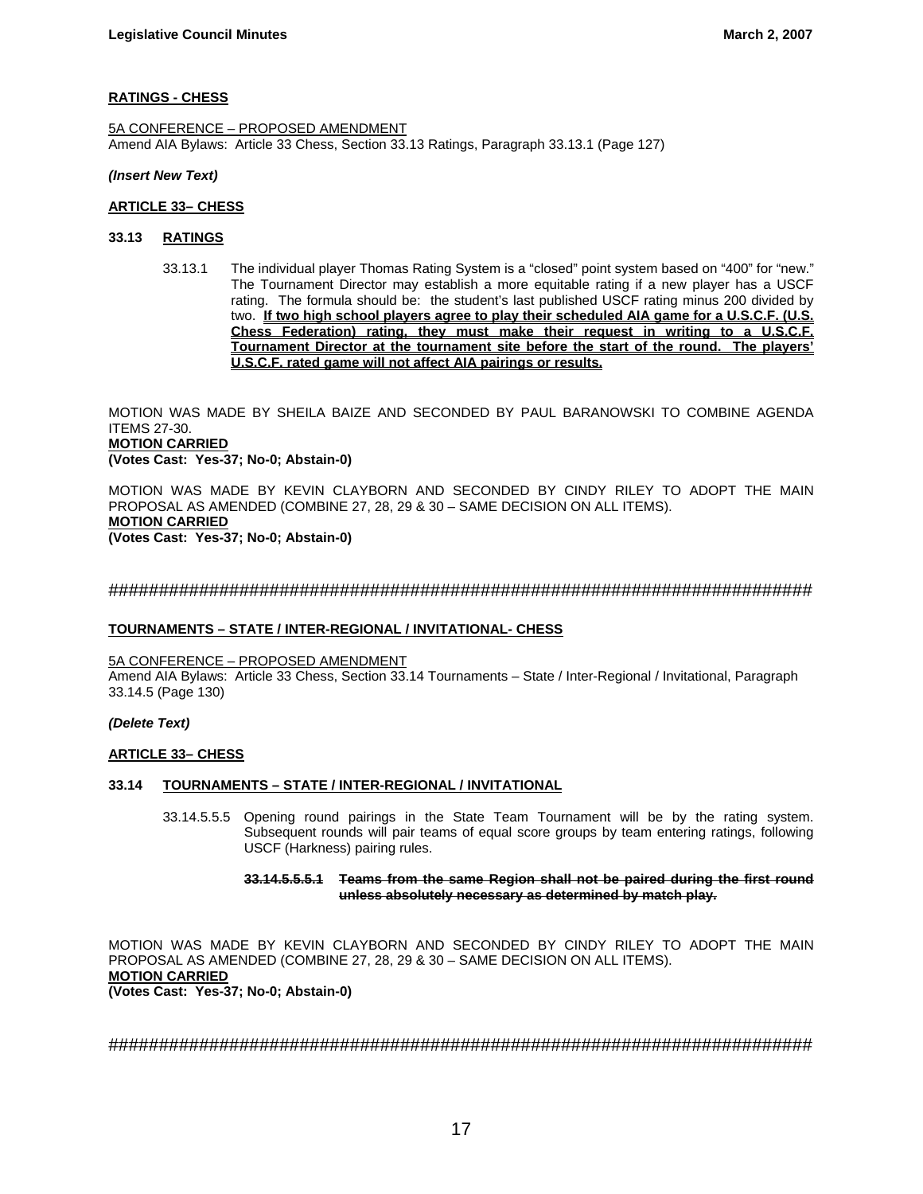**RATINGS - CHESS**

5A CONFERENCE – PROPOSED AMENDMENT
Amend AIA Bylaws: Article 33 Chess, Section 33.13 Ratings, Paragraph 33.13.1 (Page 127)

***(Insert New Text)***

**ARTICLE 33– CHESS**

**33.13 RATINGS**

33.13.1 The individual player Thomas Rating System is a "closed" point system based on "400" for "new." The Tournament Director may establish a more equitable rating if a new player has a USCF rating. The formula should be: the student's last published USCF rating minus 200 divided by two. **If two high school players agree to play their scheduled AIA game for a U.S.C.F. (U.S. Chess Federation) rating, they must make their request in writing to a U.S.C.F. Tournament Director at the tournament site before the start of the round. The players' U.S.C.F. rated game will not affect AIA pairings or results.**

MOTION WAS MADE BY SHEILA BAIZE AND SECONDED BY PAUL BARANOWSKI TO COMBINE AGENDA ITEMS 27-30.
**MOTION CARRIED**
**(Votes Cast: Yes-37; No-0; Abstain-0)**

MOTION WAS MADE BY KEVIN CLAYBORN AND SECONDED BY CINDY RILEY TO ADOPT THE MAIN PROPOSAL AS AMENDED (COMBINE 27, 28, 29 & 30 – SAME DECISION ON ALL ITEMS).
**MOTION CARRIED**
**(Votes Cast: Yes-37; No-0; Abstain-0)**

########################################################################

**TOURNAMENTS – STATE / INTER-REGIONAL / INVITATIONAL- CHESS**

5A CONFERENCE – PROPOSED AMENDMENT
Amend AIA Bylaws: Article 33 Chess, Section 33.14 Tournaments – State / Inter-Regional / Invitational, Paragraph 33.14.5 (Page 130)

***(Delete Text)***

**ARTICLE 33– CHESS**

**33.14 TOURNAMENTS – STATE / INTER-REGIONAL / INVITATIONAL**

33.14.5.5.5 Opening round pairings in the State Team Tournament will be by the rating system. Subsequent rounds will pair teams of equal score groups by team entering ratings, following USCF (Harkness) pairing rules.

**~~33.14.5.5.5.1 Teams from the same Region shall not be paired during the first round unless absolutely necessary as determined by match play.~~**

MOTION WAS MADE BY KEVIN CLAYBORN AND SECONDED BY CINDY RILEY TO ADOPT THE MAIN PROPOSAL AS AMENDED (COMBINE 27, 28, 29 & 30 – SAME DECISION ON ALL ITEMS).
**MOTION CARRIED**
**(Votes Cast: Yes-37; No-0; Abstain-0)**

########################################################################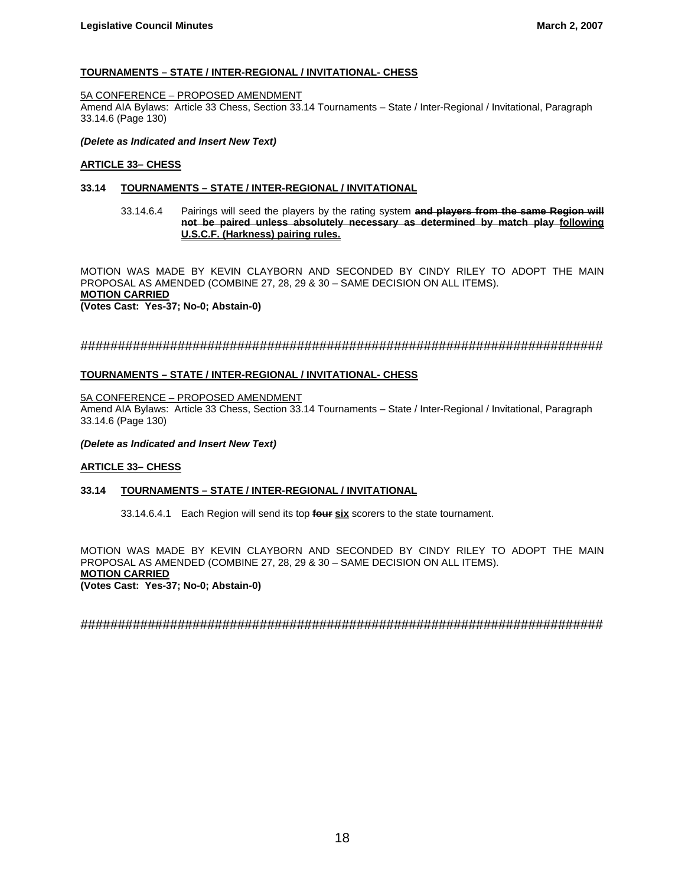**TOURNAMENTS – STATE / INTER-REGIONAL / INVITATIONAL- CHESS**

5A CONFERENCE – PROPOSED AMENDMENT
Amend AIA Bylaws: Article 33 Chess, Section 33.14 Tournaments – State / Inter-Regional / Invitational, Paragraph 33.14.6 (Page 130)

***(Delete as Indicated and Insert New Text)***

**ARTICLE 33– CHESS**

**33.14 TOURNAMENTS – STATE / INTER-REGIONAL / INVITATIONAL**

33.14.6.4 Pairings will seed the players by the rating system ~~**and players from the same Region will not be paired unless absolutely necessary as determined by match play**~~ **following U.S.C.F. (Harkness) pairing rules.**

MOTION WAS MADE BY KEVIN CLAYBORN AND SECONDED BY CINDY RILEY TO ADOPT THE MAIN PROPOSAL AS AMENDED (COMBINE 27, 28, 29 & 30 – SAME DECISION ON ALL ITEMS).
**MOTION CARRIED**
**(Votes Cast: Yes-37; No-0; Abstain-0)**

########################################################################

**TOURNAMENTS – STATE / INTER-REGIONAL / INVITATIONAL- CHESS**

5A CONFERENCE – PROPOSED AMENDMENT
Amend AIA Bylaws: Article 33 Chess, Section 33.14 Tournaments – State / Inter-Regional / Invitational, Paragraph 33.14.6 (Page 130)

***(Delete as Indicated and Insert New Text)***

**ARTICLE 33– CHESS**

**33.14 TOURNAMENTS – STATE / INTER-REGIONAL / INVITATIONAL**

33.14.6.4.1 Each Region will send its top ~~**four**~~ **six** scorers to the state tournament.

MOTION WAS MADE BY KEVIN CLAYBORN AND SECONDED BY CINDY RILEY TO ADOPT THE MAIN PROPOSAL AS AMENDED (COMBINE 27, 28, 29 & 30 – SAME DECISION ON ALL ITEMS).
**MOTION CARRIED**
**(Votes Cast: Yes-37; No-0; Abstain-0)**

########################################################################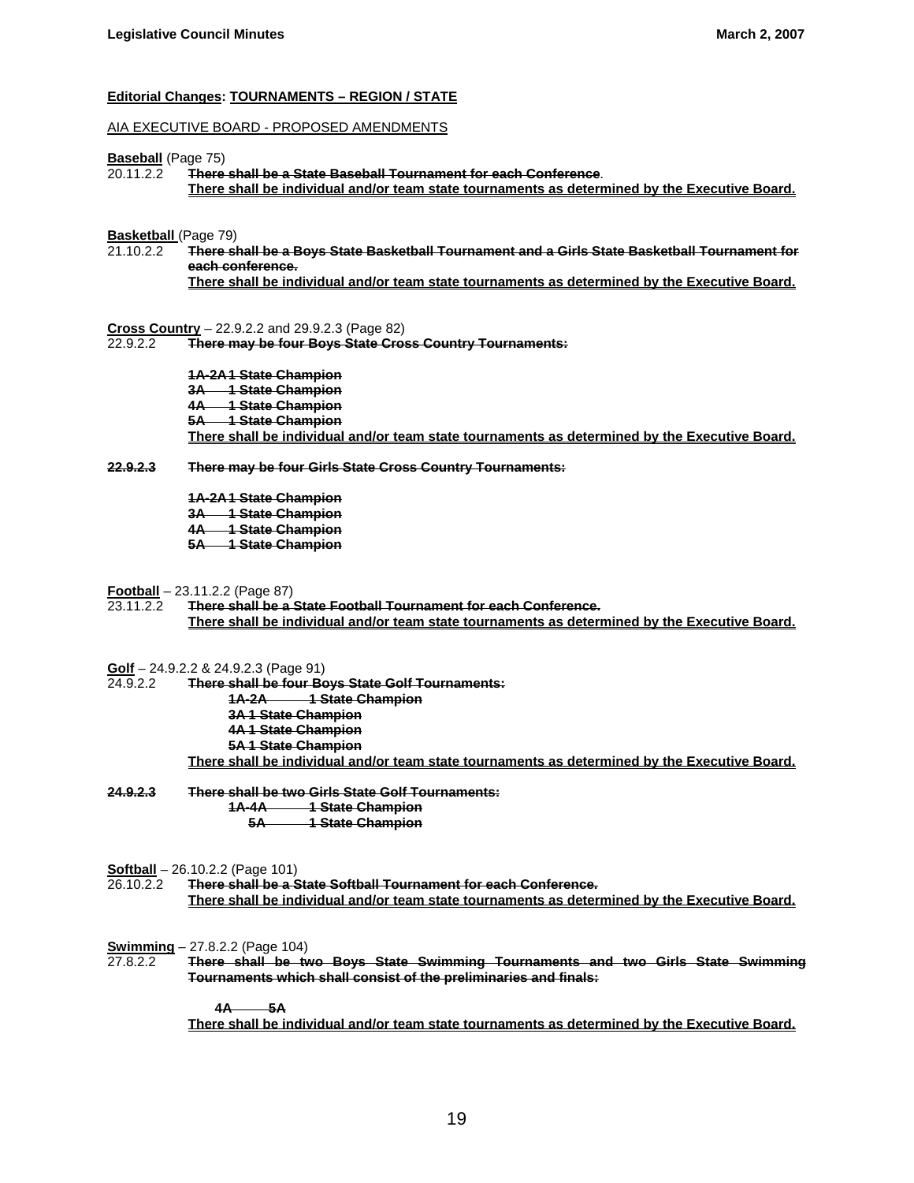**Editorial Changes: TOURNAMENTS – REGION / STATE**

AIA EXECUTIVE BOARD - PROPOSED AMENDMENTS

**Baseball** (Page 75)

20.11.2.2 ~~**There shall be a State Baseball Tournament for each Conference**~~.
**There shall be individual and/or team state tournaments as determined by the Executive Board.**

**Basketball** (Page 79)

21.10.2.2 ~~**There shall be a Boys State Basketball Tournament and a Girls State Basketball Tournament for each conference.**~~
**There shall be individual and/or team state tournaments as determined by the Executive Board.**

**Cross Country** – 22.9.2.2 and 29.9.2.3 (Page 82)

22.9.2.2 ~~**There may be four Boys State Cross Country Tournaments:**~~

~~**1A-2A 1 State Champion**~~
~~**3A 1 State Champion**~~
~~**4A 1 State Champion**~~
~~**5A 1 State Champion**~~
**There shall be individual and/or team state tournaments as determined by the Executive Board.**

~~**22.9.2.3**~~ ~~**There may be four Girls State Cross Country Tournaments:**~~

~~**1A-2A 1 State Champion**~~
~~**3A 1 State Champion**~~
~~**4A 1 State Champion**~~
~~**5A 1 State Champion**~~

**Football** – 23.11.2.2 (Page 87)

23.11.2.2 ~~**There shall be a State Football Tournament for each Conference.**~~
**There shall be individual and/or team state tournaments as determined by the Executive Board.**

**Golf** – 24.9.2.2 & 24.9.2.3 (Page 91)

24.9.2.2 ~~**There shall be four Boys State Golf Tournaments:**~~
~~**1A-2A 1 State Champion**~~
~~**3A 1 State Champion**~~
~~**4A 1 State Champion**~~
~~**5A 1 State Champion**~~
**There shall be individual and/or team state tournaments as determined by the Executive Board.**

~~**24.9.2.3**~~ ~~**There shall be two Girls State Golf Tournaments:**~~
~~**1A-4A 1 State Champion**~~
~~**5A 1 State Champion**~~

**Softball** – 26.10.2.2 (Page 101)

26.10.2.2 ~~**There shall be a State Softball Tournament for each Conference.**~~
**There shall be individual and/or team state tournaments as determined by the Executive Board.**

**Swimming** – 27.8.2.2 (Page 104)

27.8.2.2 ~~**There shall be two Boys State Swimming Tournaments and two Girls State Swimming Tournaments which shall consist of the preliminaries and finals:**~~

~~**4A 5A**~~
**There shall be individual and/or team state tournaments as determined by the Executive Board.**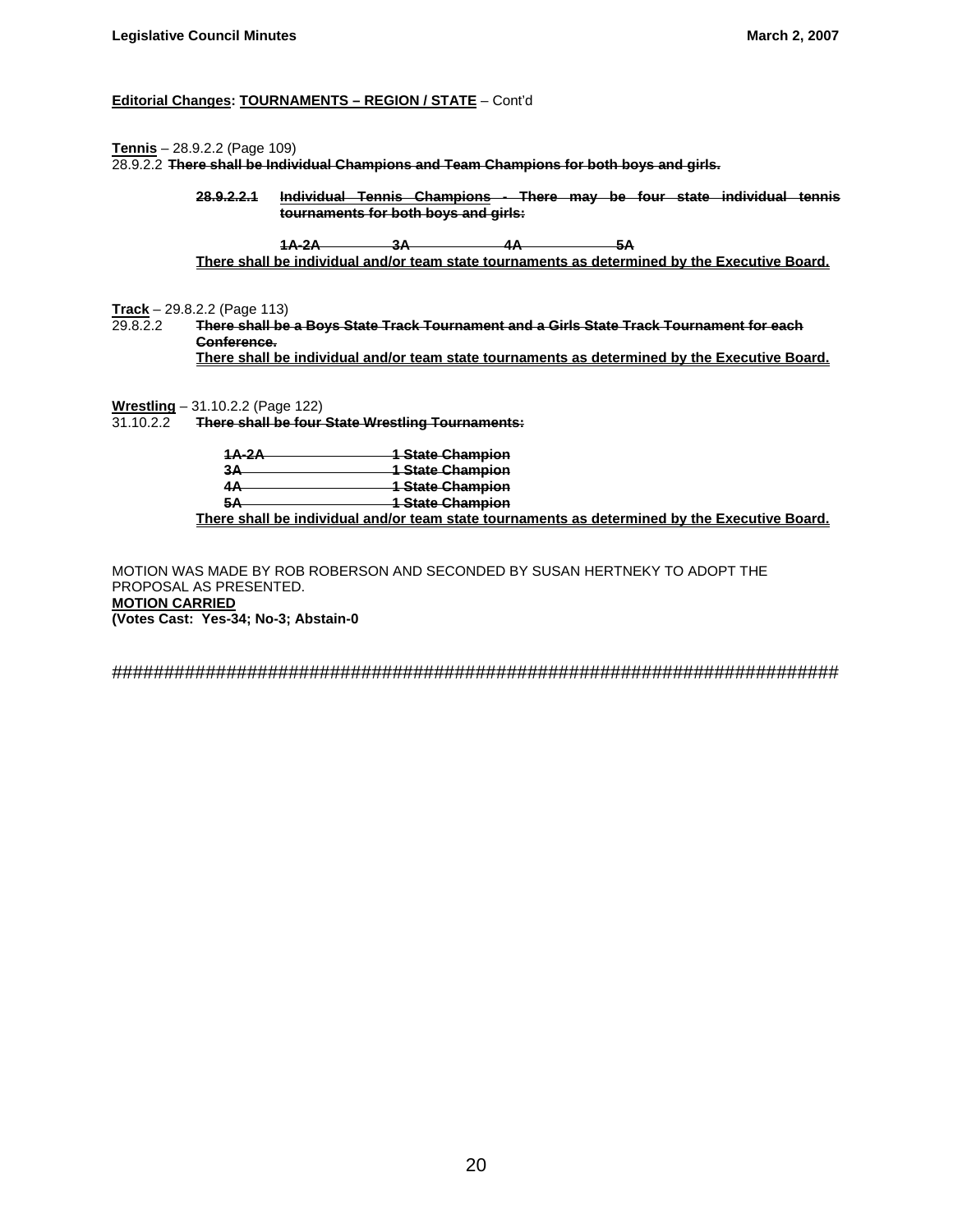**Editorial Changes: TOURNAMENTS – REGION / STATE** – Cont'd

**Tennis** – 28.9.2.2 (Page 109)

28.9.2.2 ~~**There shall be Individual Champions and Team Champions for both boys and girls.**~~

> ~~**28.9.2.2.1 Individual Tennis Champions - There may be four state individual tennis tournaments for both boys and girls:**~~
>
> ~~**1A-2A 3A 4A 5A**~~
>
> **There shall be individual and/or team state tournaments as determined by the Executive Board.**

**Track** – 29.8.2.2 (Page 113)

29.8.2.2 ~~**There shall be a Boys State Track Tournament and a Girls State Track Tournament for each Conference.**~~

**There shall be individual and/or team state tournaments as determined by the Executive Board.**

**Wrestling** – 31.10.2.2 (Page 122)

31.10.2.2 ~~**There shall be four State Wrestling Tournaments:**~~

> ~~**1A-2A 1 State Champion**~~
> ~~**3A 1 State Champion**~~
> ~~**4A 1 State Champion**~~
> ~~**5A 1 State Champion**~~
>
> **There shall be individual and/or team state tournaments as determined by the Executive Board.**

MOTION WAS MADE BY ROB ROBERSON AND SECONDED BY SUSAN HERTNEKY TO ADOPT THE PROPOSAL AS PRESENTED.

**MOTION CARRIED**

**(Votes Cast: Yes-34; No-3; Abstain-0**

##########################################################################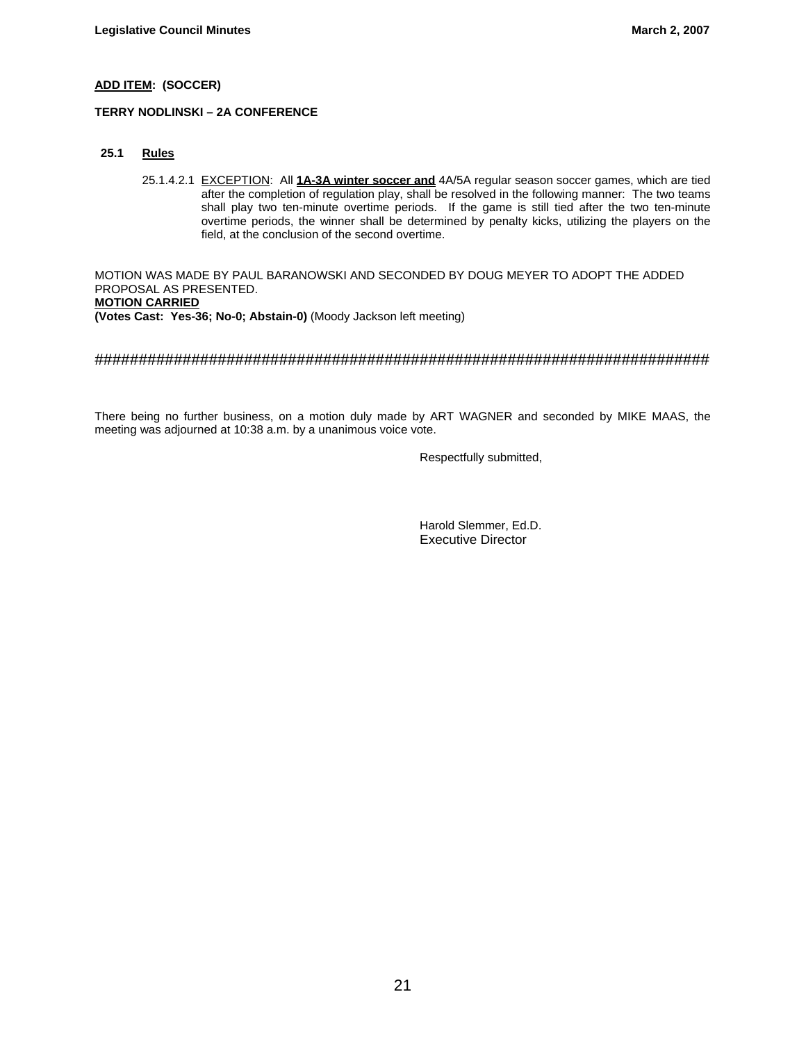**<u>ADD ITEM</u>: (SOCCER)**

**TERRY NODLINSKI – 2A CONFERENCE**

**25.1 <u>Rules</u>**

25.1.4.2.1 <u>EXCEPTION</u>: All **<u>1A-3A winter soccer and</u>** 4A/5A regular season soccer games, which are tied after the completion of regulation play, shall be resolved in the following manner: The two teams shall play two ten-minute overtime periods. If the game is still tied after the two ten-minute overtime periods, the winner shall be determined by penalty kicks, utilizing the players on the field, at the conclusion of the second overtime.

MOTION WAS MADE BY PAUL BARANOWSKI AND SECONDED BY DOUG MEYER TO ADOPT THE ADDED PROPOSAL AS PRESENTED.
**<u>MOTION CARRIED</u>**
**(Votes Cast: Yes-36; No-0; Abstain-0)** (Moody Jackson left meeting)

######################################################################

There being no further business, on a motion duly made by ART WAGNER and seconded by MIKE MAAS, the meeting was adjourned at 10:38 a.m. by a unanimous voice vote.

Respectfully submitted,

Harold Slemmer, Ed.D.
Executive Director